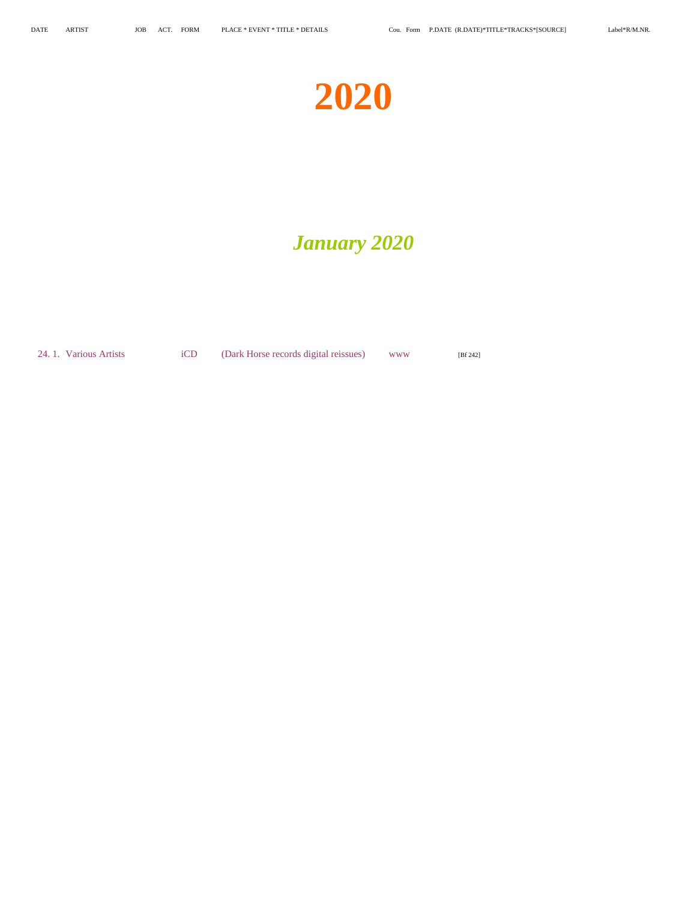| DATE | ARTIST | JOB | ACT. | FORM | PLACE * EVENT * TITLE * DETAILS | Cou. | Form | P.DATE (R.DATE)*TITLE*TRACKS*[SOURCE] | Label*R/M.NR. |
|---|---|---|---|---|---|---|---|---|---|

# 2020

## *January 2020*

| DATE | ARTIST | JOB | ACT. | FORM | PLACE * EVENT * TITLE * DETAILS | Cou. | Form | P.DATE (R.DATE)*TITLE*TRACKS*[SOURCE] | Label*R/M.NR. |
|---|---|---|---|---|---|---|---|---|---|
| 24. 1. | Various Artists | | | iCD | (Dark Horse records digital reissues) | www | | [Bf 242] | |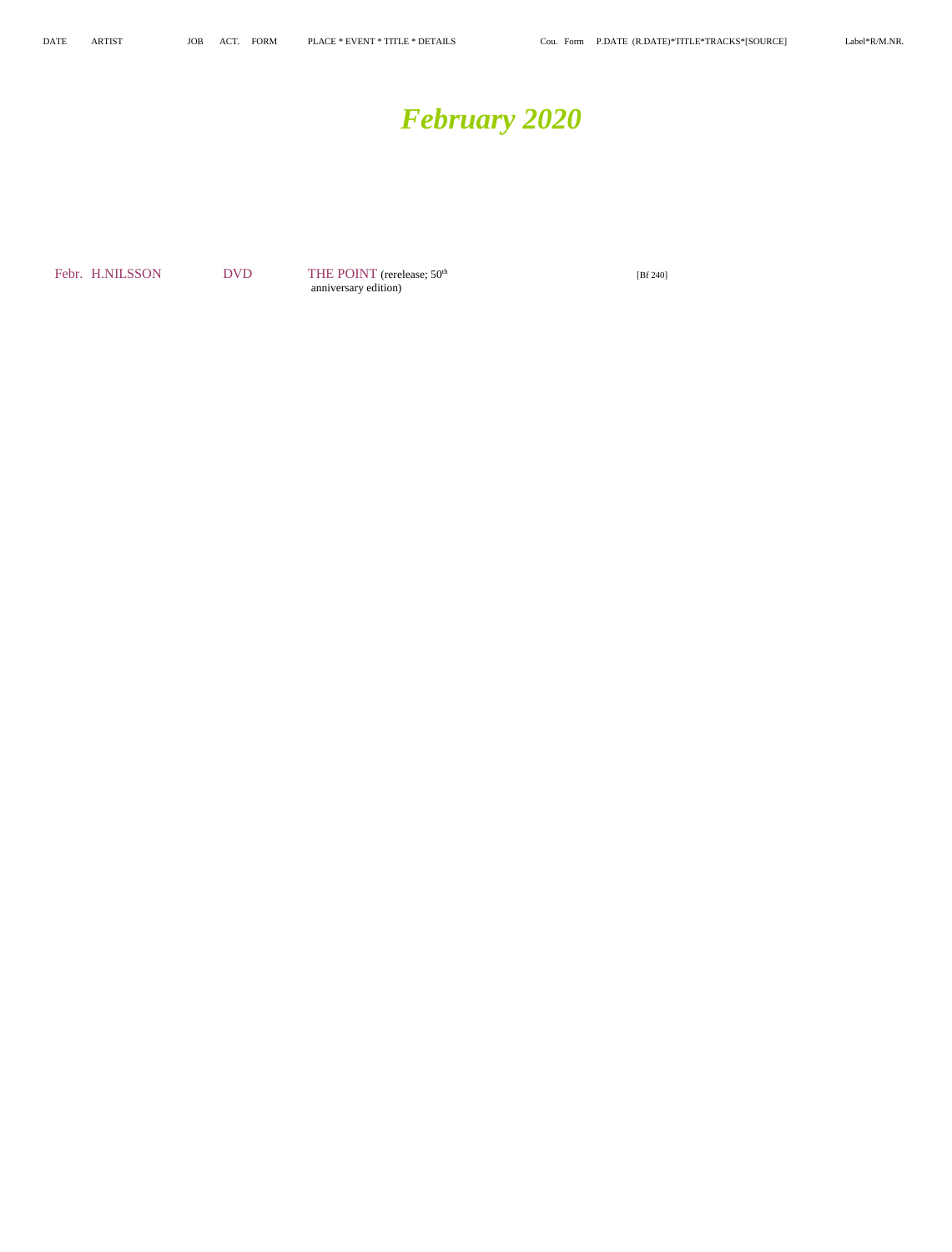| DATE | ARTIST | JOB | ACT. | FORM | PLACE * EVENT * TITLE * DETAILS | Cou. | Form | P.DATE (R.DATE)*TITLE*TRACKS*[SOURCE] | Label*R/M.NR. |
|---|---|---|---|---|---|---|---|---|---|

# *February 2020*

| DATE | ARTIST | JOB | ACT. | FORM | PLACE * EVENT * TITLE * DETAILS | Cou. | Form | P.DATE (R.DATE)*TITLE*TRACKS*[SOURCE] | Label*R/M.NR. |
|---|---|---|---|---|---|---|---|---|---|
| Febr. | H.NILSSON | | DVD | | THE POINT (rerelease; 50th anniversary edition) | | | [Bf 240] | |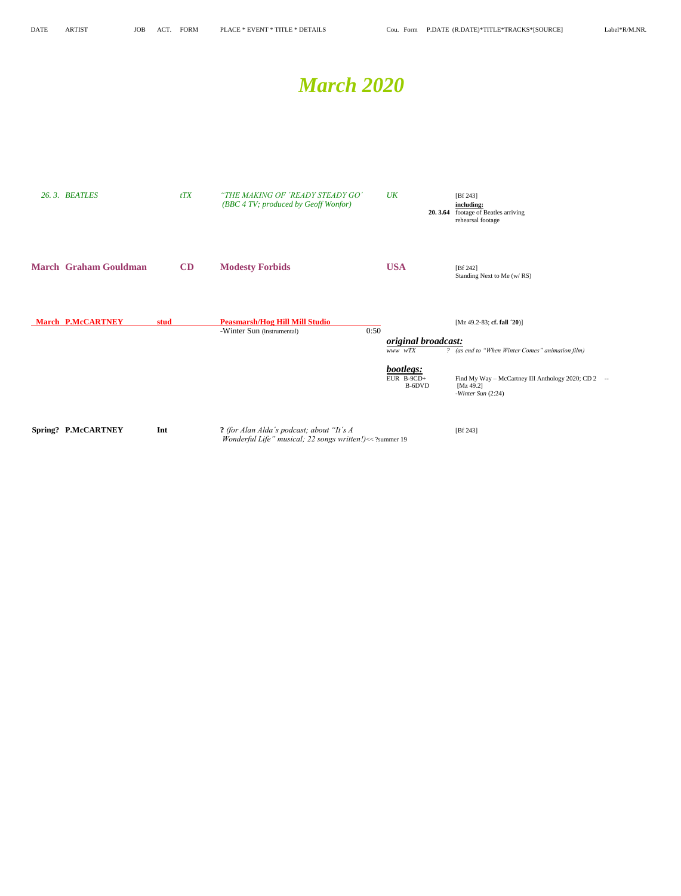DATE | ARTIST | JOB | ACT. | FORM | PLACE * EVENT * TITLE * DETAILS | Cou. | Form | P.DATE (R.DATE)*TITLE*TRACKS*[SOURCE] | Label*R/M.NR.

# *March 2020*

| DATE | ARTIST | JOB | ACT. | FORM | PLACE * EVENT * TITLE * DETAILS | Cou. | Form | P.DATE (R.DATE)*TITLE*TRACKS*[SOURCE] | Label*R/M.NR. |
|---|---|---|---|---|---|---|---|---|---|
| *26. 3.* | *BEATLES* | | | *tTX* | *"THE MAKING OF 'READY STEADY GO' (BBC 4 TV; produced by Geoff Wonfor)* | *UK* | | [Bf 243] **including:** **20. 3.64** footage of Beatles arriving; rehearsal footage | |
| **March** | **Graham Gouldman** | | | **CD** | **Modesty Forbids** | **USA** | | [Bf 242] Standing Next to Me (w/ RS) | |
| **March** | **P.McCARTNEY** | **stud** | | | **Peasmarsh/Hog Hill Mill Studio** -Winter Sun (instrumental) 0:50 | | | [Mz 49.2-83; **cf. fall '20**)] | |
| | | | | | | ***original broadcast:*** | | | |
| | | | | | | *www* | *wTX* | *? (as end to "When Winter Comes" animation film)* | |
| | | | | | | ***bootlegs:*** | | | |
| | | | | | | EUR | B-9CD+ B-6DVD | Find My Way – McCartney III Anthology 2020; CD 2 [Mz 49.2] -*Winter Sun* (2:24) | -- |
| **Spring?** | **P.McCARTNEY** | **Int** | | | **?** *(for Alan Alda's podcast; about "It's A Wonderful Life" musical; 22 songs written!)* << ?summer 19 | | | [Bf 243] | |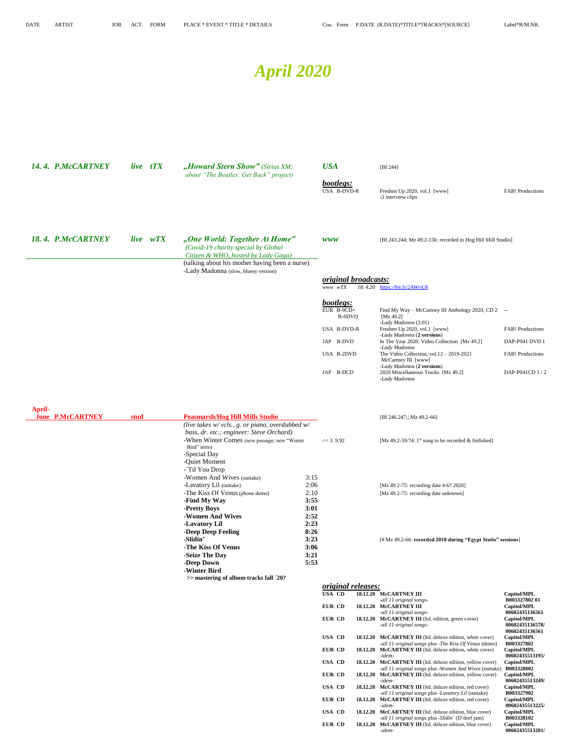# April 2020

**14. 4. P.McCARTNEY** live tTX **„Howard Stern Show"** *(Sirius XM; about "The Beatles: Get Back" project)* — **USA** [Bf 244]

***bootlegs:***

| Cou. Form | TITLE | Label |
|---|---|---|
| USA B-DVD-R | Freshen Up 2020, vol.1 [www] *-5 interview clips* | FAB! Productions |

**18. 4. P.McCARTNEY** live wTX **„One World: Together At Home"** *(Covid-19 charity special by Global Citizen & WHO, hosted by Lady Gaga)* — **www** [Bf 243.244; Mz 49.2-156: recorded in Hog Hill Mill Studio]

(talking about his mother having been a nurse)
-Lady Madonna (slow, bluesy version)

***original broadcasts:***

www wTX 18. 4.20 https://bit.ly/2AWriUh

***bootlegs:***

| Cou. Form | TITLE | Label |
|---|---|---|
| EUR B-9CD+ B-6DVD | Find My Way – McCartney III Anthology 2020, CD 2 [Mz 49.2] *-Lady Madonna (3:01)* | -- |
| USA B-DVD-R | Freshen Up 2020, vol.1 [www] *-Lady Madonna (**2 versions**)* | FAB! Productions |
| JAP B-DVD | In The Year 2020: Video Collection [Mz 49.2] *-Lady Madonna* | DAP-P041 DVD 1 |
| USA B-2DVD | The Video Collection, vol.12 – 2019-2021 McCartney III [www] *-Lady Madonna (**2 versions**)* | FAB! Productions |
| JAP B-DCD | 2020 Miscellaneous Tracks [Mz 49.2] *-Lady Madonna* | DAP-P041CD 1 / 2 |

**April-June P.McCARTNEY** stud **Peasmarsh/Hog Hill Mills Studio** [Bf 246.247;; Mz 49.2-66]

*(live takes w/ vcls., g. or piano, overdubbed w/ bass, dr. etc.; engineer: Steve Orchard)*

| Track | Time | Notes |
|---|---|---|
| -When Winter Comes (new passage; new "Winter Bird" intro) | | << 3. 9.92 [Mz 49.2-59/74: 1st song to be recorded & finfished] |
| -Special Day | | |
| -Quiet Moment | | |
| -´Til You Drop | | |
| -Women And Wives (outtake) | 3:15 | |
| -Lavatory Lil (outtake) | 2:06 | [Mz 49.2-75: recording date 4-6? 2020] |
| -The Kiss Of Venus (phone demo) | 2:10 | [Mz 49.2-75: recording date unknown] |
| **-Find My Way** | **3:55** | |
| **-Pretty Boys** | **3:01** | |
| **-Women And Wives** | **2:52** | |
| **-Lavatory Lil** | **2:23** | |
| **-Deep Deep Feeling** | **8:26** | |
| **-Slidin'** | **3:23** | [# Mz 49.2-66: **recorded 2018 during "Egypt Statio" sessions**] |
| **-The Kiss Of Venus** | **3:06** | |
| **-Seize The Day** | **3:21** | |
| **-Deep Down** | **5:53** | |
| **-Winter Bird** | | |

**>> mastering of album tracks fall ´20?**

***original releases:***

| Cou. Form | P.DATE | TITLE | Label*R/M.NR. |
|---|---|---|---|
| USA CD | 18.12.20 | **McCARTNEY III** *-all 11 original songs-* | **Capitol/MPL B003327802 01** |
| EUR CD | 18.12.20 | **McCARTNEY III** *-all 11 original songs-* | **Capitol/MPL 00602435136561** |
| EUR CD | 18.12.20 | **McCARTNEY III** (ltd. edition, green cover) *-all 11 original songs-* | **Capitol/MPL 00602435136578/ 00602435136561** |
| USA CD | 18.12.20 | **McCARTNEY III** (ltd. deluxe edition, white cover) *-all 11 original songs plus -The Kiss Of Venus (demo)* | **Capitol/MPL B003327802** |
| EUR CD | 18.12.20 | **McCARTNEY III** (ltd. deluxe edition, white cover) *-idem-* | **Capitol/MPL 00602435513195/** |
| USA CD | 18.12.20 | **McCARTNEY III** (ltd. deluxe edition, yellow cover) *-all 11 original songs plus -Women And Wives (outtake)* | **B003328002** |
| EUR CD | 18.12.20 | **McCARTNEY III** (ltd. deluxe edition, yellow cover) *-idem-* | **Capitol/MPL 00602435513249/** |
| USA CD | 18.12.20 | **McCARTNEY III** (ltd. deluxe edition, red cover) *-all 11 original songs plus -Lavatory Lil (outtake)* | **Capitol/MPL B003327902** |
| EUR CD | 18.12.20 | **McCARTNEY III** (ltd. deluxe edition, red cover) *-idem-* | **Capitol/MPL 00602435513225/** |
| USA CD | 18.12.20 | **McCARTNEY III** (ltd. deluxe edition, blue cover) *-all 11 original songs plus -Slidin´ (D´dorf jam)* | **Capitol/MPL B003328102** |
| EUR CD | 18.12.20 | **McCARTNEY III** (ltd. deluxe edition, blue cover) *-idem-* | **Capitol/MPL 00602435513201/** |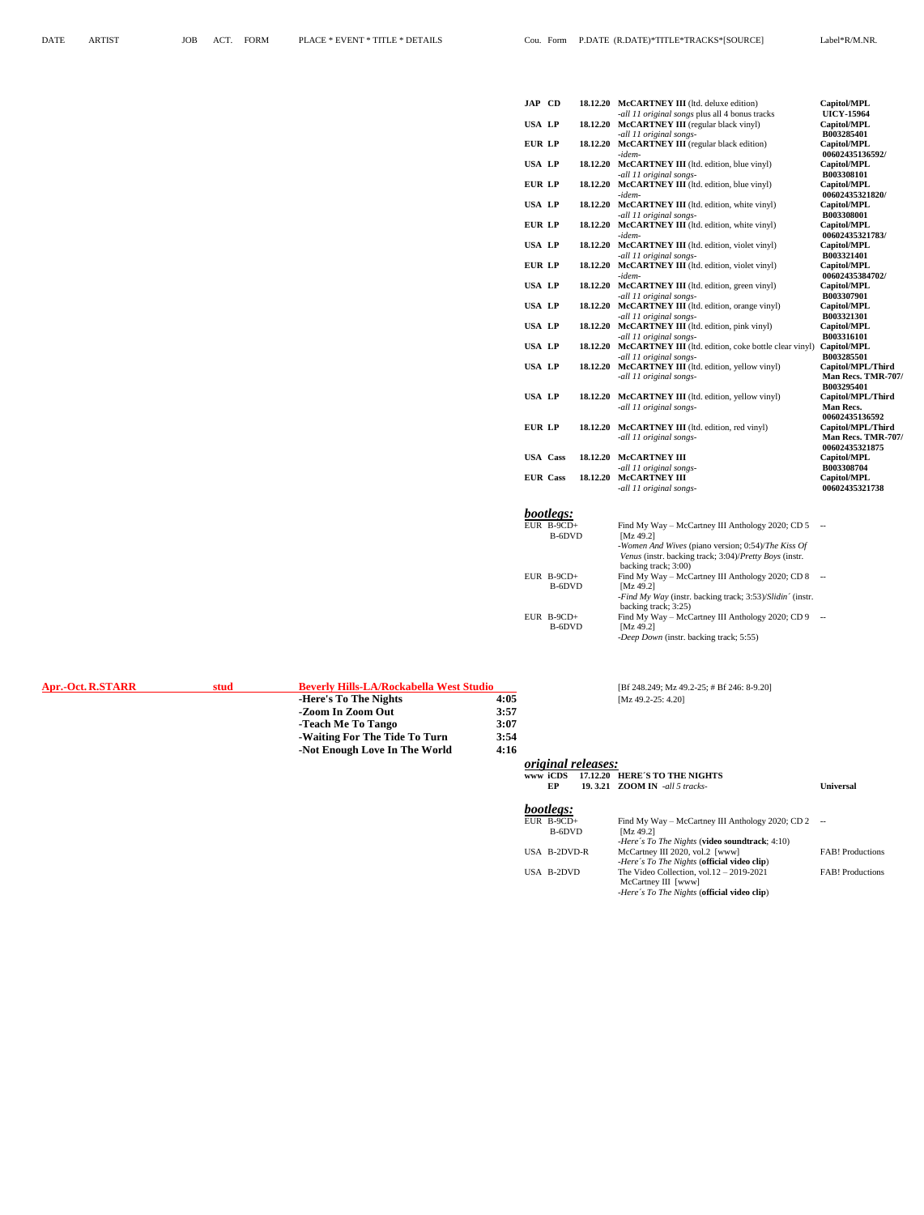| DATE | ARTIST | JOB | ACT. | FORM | PLACE * EVENT * TITLE * DETAILS | Cou. | Form | P.DATE (R.DATE)*TITLE*TRACKS*[SOURCE] | Label*R/M.NR. |
|---|---|---|---|---|---|---|---|---|---|
| | | | | | | **JAP** | **CD** | **18.12.20 McCARTNEY III** (ltd. deluxe edition) *-all 11 original songs* plus all 4 bonus tracks | **Capitol/MPL UICY-15964** |
| | | | | | | **USA** | **LP** | **18.12.20 McCARTNEY III** (regular black vinyl) *-all 11 original songs-* | **Capitol/MPL B003285401** |
| | | | | | | **EUR** | **LP** | **18.12.20 McCARTNEY III** (regular black edition) *-idem-* | **Capitol/MPL 00602435136592/** |
| | | | | | | **USA** | **LP** | **18.12.20 McCARTNEY III** (ltd. edition, blue vinyl) *-all 11 original songs-* | **Capitol/MPL B003308101** |
| | | | | | | **EUR** | **LP** | **18.12.20 McCARTNEY III** (ltd. edition, blue vinyl) *-idem-* | **Capitol/MPL 00602435321820/** |
| | | | | | | **USA** | **LP** | **18.12.20 McCARTNEY III** (ltd. edition, white vinyl) *-all 11 original songs-* | **Capitol/MPL B003308001** |
| | | | | | | **EUR** | **LP** | **18.12.20 McCARTNEY III** (ltd. edition, white vinyl) *-idem-* | **Capitol/MPL 00602435321783/** |
| | | | | | | **USA** | **LP** | **18.12.20 McCARTNEY III** (ltd. edition, violet vinyl) *-all 11 original songs-* | **Capitol/MPL B003321401** |
| | | | | | | **EUR** | **LP** | **18.12.20 McCARTNEY III** (ltd. edition, violet vinyl) *-idem-* | **Capitol/MPL 00602435384702/** |
| | | | | | | **USA** | **LP** | **18.12.20 McCARTNEY III** (ltd. edition, green vinyl) *-all 11 original songs-* | **Capitol/MPL B003307901** |
| | | | | | | **USA** | **LP** | **18.12.20 McCARTNEY III** (ltd. edition, orange vinyl) *-all 11 original songs-* | **Capitol/MPL B003321301** |
| | | | | | | **USA** | **LP** | **18.12.20 McCARTNEY III** (ltd. edition, pink vinyl) *-all 11 original songs-* | **Capitol/MPL B003316101** |
| | | | | | | **USA** | **LP** | **18.12.20 McCARTNEY III** (ltd. edition, coke bottle clear vinyl) *-all 11 original songs-* | **Capitol/MPL B003285501** |
| | | | | | | **USA** | **LP** | **18.12.20 McCARTNEY III** (ltd. edition, yellow vinyl) *-all 11 original songs-* | **Capitol/MPL/Third Man Recs. TMR-707/ B003295401** |
| | | | | | | **USA** | **LP** | **18.12.20 McCARTNEY III** (ltd. edition, yellow vinyl) *-all 11 original songs-* | **Capitol/MPL/Third Man Recs. 00602435136592** |
| | | | | | | **EUR** | **LP** | **18.12.20 McCARTNEY III** (ltd. edition, red vinyl) *-all 11 original songs-* | **Capitol/MPL/Third Man Recs. TMR-707/ 00602435321875** |
| | | | | | | **USA** | **Cass** | **18.12.20 McCARTNEY III** *-all 11 original songs-* | **Capitol/MPL B003308704** |
| | | | | | | **EUR** | **Cass** | **18.12.20 McCARTNEY III** *-all 11 original songs-* | **Capitol/MPL 00602435321738** |

***bootlegs:***

| Cou. | Form | Title | Label |
|---|---|---|---|
| EUR | B-9CD+ B-6DVD | Find My Way – McCartney III Anthology 2020; CD 5 [Mz 49.2] -*Women And Wives* (piano version; 0:54)/*The Kiss Of Venus* (instr. backing track; 3:04)/*Pretty Boys* (instr. backing track; 3:00) | -- |
| EUR | B-9CD+ B-6DVD | Find My Way – McCartney III Anthology 2020; CD 8 [Mz 49.2] -*Find My Way* (instr. backing track; 3:53)/*Slidin´* (instr. backing track; 3:25) | -- |
| EUR | B-9CD+ B-6DVD | Find My Way – McCartney III Anthology 2020; CD 9 [Mz 49.2] -*Deep Down* (instr. backing track; 5:55) | -- |

| DATE | ARTIST | JOB | PLACE * EVENT * TITLE * DETAILS | | SOURCE |
|---|---|---|---|---|---|
| **Apr.-Oct.** | **R.STARR** | **stud** | **Beverly Hills-LA/Rockabella West Studio** | | [Bf 248.249; Mz 49.2-25; # Bf 246: 8-9.20] |
| | | | **-Here's To The Nights** | **4:05** | [Mz 49.2-25: 4.20] |
| | | | **-Zoom In Zoom Out** | **3:57** | |
| | | | **-Teach Me To Tango** | **3:07** | |
| | | | **-Waiting For The Tide To Turn** | **3:54** | |
| | | | **-Not Enough Love In The World** | **4:16** | |

***original releases:***

| Cou. | Form | P.DATE * TITLE * TRACKS | Label |
|---|---|---|---|
| **www** | **iCDS** | **17.12.20 HERE´S TO THE NIGHTS** | |
| | **EP** | **19. 3.21 ZOOM IN** *-all 5 tracks-* | **Universal** |

***bootlegs:***

| Cou. | Form | Title | Label |
|---|---|---|---|
| EUR | B-9CD+ B-6DVD | Find My Way – McCartney III Anthology 2020; CD 2 [Mz 49.2] -*Here´s To The Nights* (**video soundtrack**; 4:10) | -- |
| USA | B-2DVD-R | McCartney III 2020, vol.2 [www] -*Here´s To The Nights* (**official video clip**) | FAB! Productions |
| USA | B-2DVD | The Video Collection, vol.12 – 2019-2021 McCartney III [www] -*Here´s To The Nights* (**official video clip**) | FAB! Productions |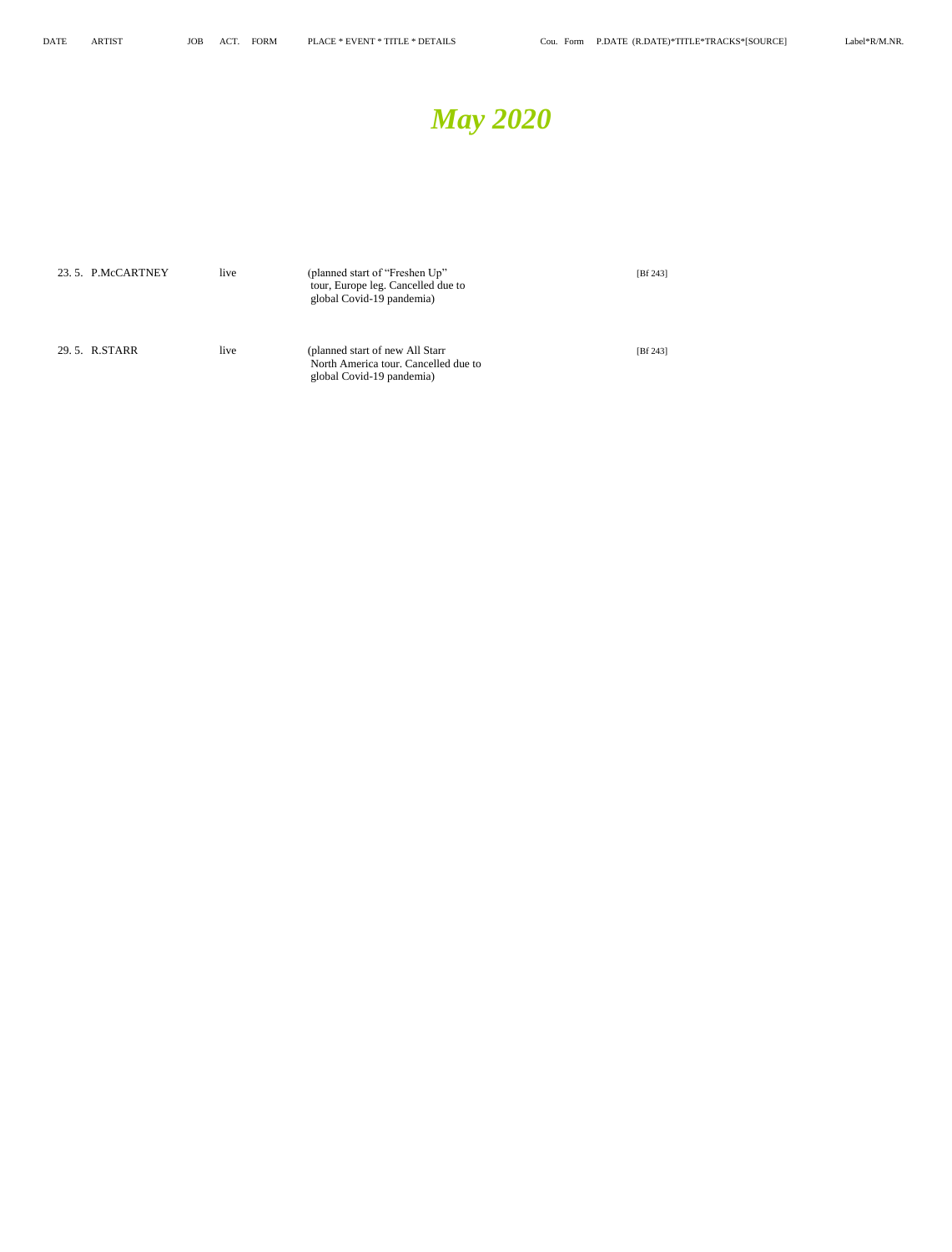| DATE | ARTIST | JOB | ACT. | FORM | PLACE * EVENT * TITLE * DETAILS | Cou. | Form | P.DATE (R.DATE)*TITLE*TRACKS*[SOURCE] | Label*R/M.NR. |
|---|---|---|---|---|---|---|---|---|---|

# *May 2020*

| DATE | ARTIST | JOB | ACT. | FORM | PLACE * EVENT * TITLE * DETAILS | Cou. | Form | P.DATE (R.DATE)*TITLE*TRACKS*[SOURCE] | Label*R/M.NR. |
|---|---|---|---|---|---|---|---|---|---|
| 23. 5. | P.McCARTNEY | live | | | (planned start of “Freshen Up” tour, Europe leg. Cancelled due to global Covid-19 pandemia) | | | [Bf 243] | |
| 29. 5. | R.STARR | live | | | (planned start of new All Starr North America tour. Cancelled due to global Covid-19 pandemia) | | | [Bf 243] | |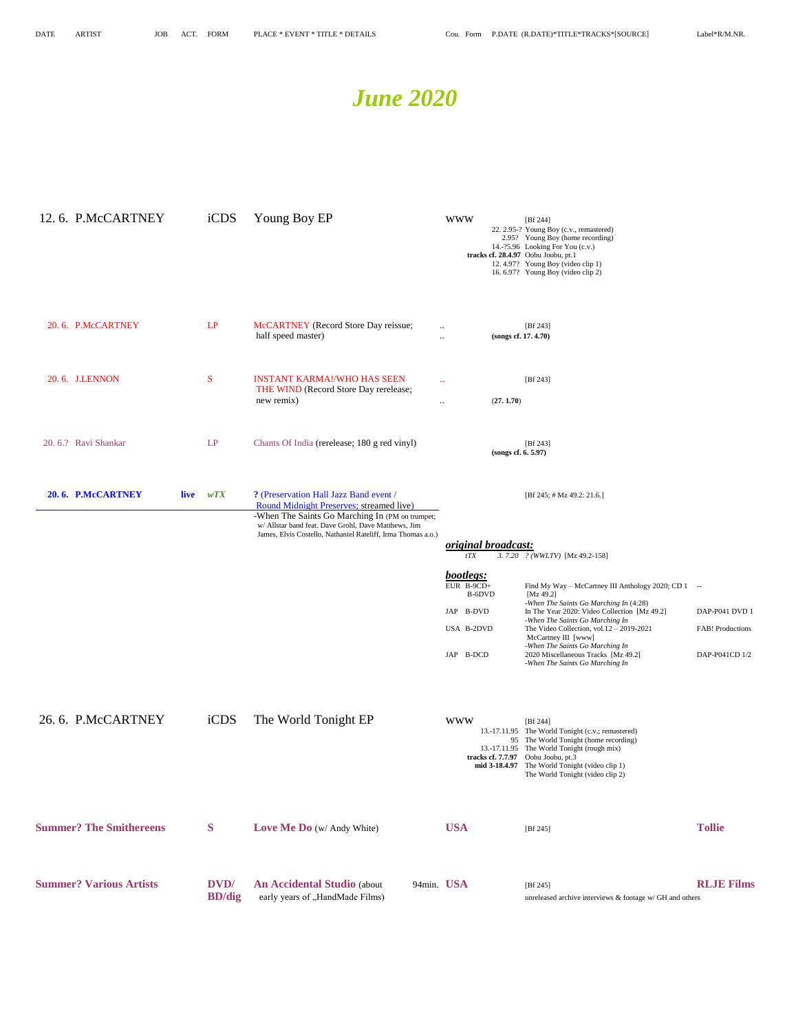| DATE | ARTIST | JOB | ACT. | FORM | PLACE * EVENT * TITLE * DETAILS | Cou. | Form | P.DATE (R.DATE)*TITLE*TRACKS*[SOURCE] | Label*R/M.NR. |
|---|---|---|---|---|---|---|---|---|---|

# *June 2020*

**12. 6. P.McCARTNEY** — iCDS — Young Boy EP — www

[Bf 244]
- 22. 2.95-? Young Boy (c.v., remastered)
- 2.95? Young Boy (home recording)
- 14.-?5.96 Looking For You (c.v.)
- **tracks cf. 28.4.97** Oobu Joobu, pt.1
- 12. 4.97? Young Boy (video clip 1)
- 16. 6.97? Young Boy (video clip 2)

**20. 6. P.McCARTNEY** — LP — McCARTNEY (Record Store Day reissue; half speed master) — .. ..

[Bf 243]
**(songs cf. 17. 4.70)**

**20. 6. J.LENNON** — S — INSTANT KARMA!/WHO HAS SEEN THE WIND (Record Store Day rerelease; new remix) — .. ..

[Bf 243]
**(27. 1.70)**

**20. 6.? Ravi Shankar** — LP — Chants Of India (rerelease; 180 g red vinyl)

[Bf 243]
**(songs cf. 6. 5.97)**

**20. 6. P.McCARTNEY** — **live** — ***wTX*** — **?** (Preservation Hall Jazz Band event / Round Midnight Preserves; streamed live)

[Bf 245; # Mz 49.2: 21.6.]

-When The Saints Go Marching In (PM on trumpet; w/ Allstar band feat. Dave Grohl, Dave Matthews, Jim James, Elvis Costello, Nathaniel Rateliff, Irma Thomas a.o.)

***original broadcast:***
*tTX* *3. 7.20 ? (WWLTV)* [Mz 49.2-158]

***bootlegs:***

| Cou. | Form | Title | Label |
|---|---|---|---|
| EUR | B-9CD+ B-6DVD | Find My Way – McCartney III Anthology 2020; CD 1 [Mz 49.2] -*When The Saints Go Marching In* (4:28) | -- |
| JAP | B-DVD | In The Year 2020: Video Collection [Mz 49.2] -*When The Saints Go Marching In* | DAP-P041 DVD 1 |
| USA | B-2DVD | The Video Collection, vol.12 – 2019-2021 McCartney III [www] -*When The Saints Go Marching In* | FAB! Productions |
| JAP | B-DCD | 2020 Miscellaneous Tracks [Mz 49.2] -*When The Saints Go Marching In* | DAP-P041CD 1/2 |

**26. 6. P.McCARTNEY** — iCDS — The World Tonight EP — www

[Bf 244]
- 13.-17.11.95 The World Tonight (c.v.; remastered)
- 95 The World Tonight (home recording)
- 13.-17.11.95 The World Tonight (rough mix)
- **tracks cf. 7.7.97** Oobu Joobu, pt.3
- **mid 3-18.4.97** The World Tonight (video clip 1)
- The World Tonight (video clip 2)

**Summer? The Smithereens** — **S** — **Love Me Do** (w/ Andy White) — **USA** — [Bf 245] — **Tollie**

**Summer? Various Artists** — **DVD/ BD/dig** — **An Accidental Studio** (about early years of „HandMade Films) — 94min. — **USA** — [Bf 245] — **RLJE Films**

unreleased archive interviews & footage w/ GH and others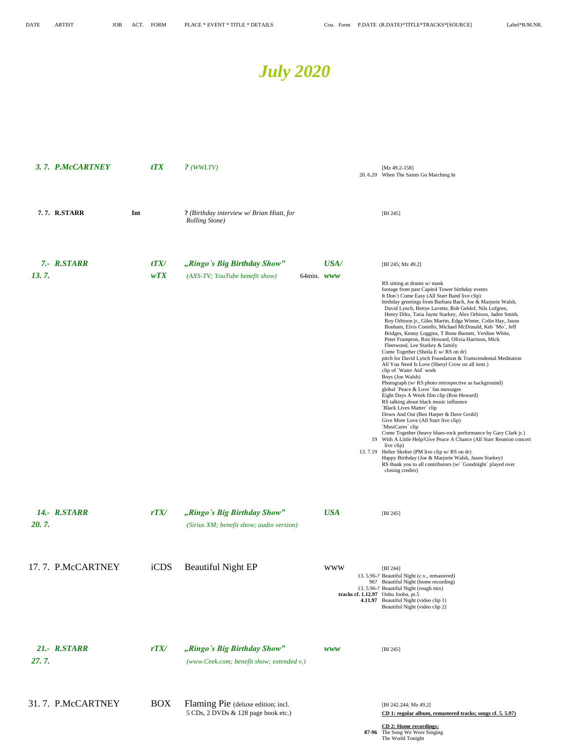| DATE | ARTIST | JOB | ACT. | FORM | PLACE * EVENT * TITLE * DETAILS | Cou. | Form | P.DATE (R.DATE)*TITLE*TRACKS*[SOURCE] | Label*R/M.NR. |
|---|---|---|---|---|---|---|---|---|---|

# *July 2020*

| DATE | ARTIST | JOB | FORM | PLACE * EVENT * TITLE * DETAILS | Cou. | Form | P.DATE | (R.DATE)*TITLE*TRACKS*[SOURCE] |
|---|---|---|---|---|---|---|---|---|
| ***3. 7.*** | ***P.McCARTNEY*** | | ***tTX*** | ***?*** *(WWLTV)* | | | | [Mz 49.2-158] |
| | | | | | | | 20. 6.20 | When The Saints Go Marching In |
| **7. 7.** | **R.STARR** | **Int** | | **?** *(Birthday interview w/ Brian Hiatt, for Rolling Stone)* | | | | [Bf 245] |
| ***7.- 13. 7.*** | ***R.STARR*** | | ***tTX/ wTX*** | ***„Ringo´s Big Birthday Show"*** *(AXS-TV; YouTube benefit show)* 64min. | ***USA/*** | ***www*** | | [Bf 245; Mz 49.2] |
| | | | | | | | | RS sitting at drums w/ mask |
| | | | | | | | | footage from past Capitol Tower birthday events |
| | | | | | | | | It Don´t Come Easy (All Starr Band live clip) |
| | | | | | | | | birthday greetings from Barbara Bach, Joe & Marjorie Walsh, David Lynch, Bettye Lavette, Bob Geldof, Nils Lofgren, Henry Diltz, Tatia Jayne Starkey, Alex Orbison, Jaden Smith, Roy Orbison jr., Giles Martin, Edga Winter, Colin Hay, Jason Bonham, Elvis Costello, Michael McDonald, Keb ´Mo´, Jeff Bridges, Kenny Loggins, T Bone Burnett, Verdine White, Peter Frampton, Ron Howard, Olivia Harrison, Mick Fleetwood, Lee Starkey & family |
| | | | | | | | | Come Together (Sheila E w/ RS on dr) |
| | | | | | | | | pitch for David Lynch Foundation & Transcendental Meditation |
| | | | | | | | | All You Need Is Love (Sheryl Crow on all instr.) |
| | | | | | | | | clip of ´Water Aid´ work |
| | | | | | | | | Boys (Joe Walsh) |
| | | | | | | | | Photograph (w/ RS photo retrospective as backgrouind) |
| | | | | | | | | global ´Peace & Love´ fan messages |
| | | | | | | | | Eight Days A Week film clip (Ron Howard) |
| | | | | | | | | RS talking about black music influence |
| | | | | | | | | ´Black Lives Matter´ clip |
| | | | | | | | | Down And Out (Ben Harper & Dave Grohl) |
| | | | | | | | | Give More Love (All Starr live clip) |
| | | | | | | | | ´MusiCares´ clip |
| | | | | | | | | Come Together (heavy blues-rock performance by Gary Clark jr.) |
| | | | | | | | 19 | With A Little Help/Give Peace A Chance (All Starr Reunion concert live clip) |
| | | | | | | | 13. 7.19 | Helter Skelter (PM live clip w/ RS on dr) |
| | | | | | | | | Happy Birthday (Joe & Marjorie Walsh, Jason Starkey) |
| | | | | | | | | RS thank you to all contributors (w/ ´Goodnight´ played over closing credits) |
| ***14.- 20. 7.*** | ***R.STARR*** | | ***rTX/*** | ***„Ringo´s Big Birthday Show"*** *(Sirius XM; benefit show; audio version)* | ***USA*** | | | [Bf 245] |
| 17. 7. | P.McCARTNEY | | iCDS | Beautiful Night EP | www | | | [Bf 244] |
| | | | | | | | 13. 5.96-? | Beautiful Night (c.v., remastered) |
| | | | | | | | 96? | Beautiful Night (home recording) |
| | | | | | | | 13. 5.96-? | Beautiful Night (rough mix) |
| | | | | | | | **tracks cf. 1.12.97** | Oobu Joobu, pt.5 |
| | | | | | | | **4.11.97** | Beautiful Night (video clip 1) |
| | | | | | | | | Beautiful Night (video clip 2) |
| ***21.- 27. 7.*** | ***R.STARR*** | | ***rTX/*** | ***„Ringo´s Big Birthday Show"*** *(www.Ceek.com; benefit show; extended v.)* | ***www*** | | | [Bf 245] |
| 31. 7. | P.McCARTNEY | | BOX | Flaming Pie (deluxe edition; incl. 5 CDs, 2 DVDs & 128 page book etc.) | | | | [Bf 242.244; Mz 49.2] |
| | | | | | | | | **CD 1: regular album, remastered tracks; songs cf. 5. 5.97)** |
| | | | | | | | | **CD 2: Home recordings:** |
| | | | | | | | **87-96** | The Song We Were Singing |
| | | | | | | | | The World Tonight |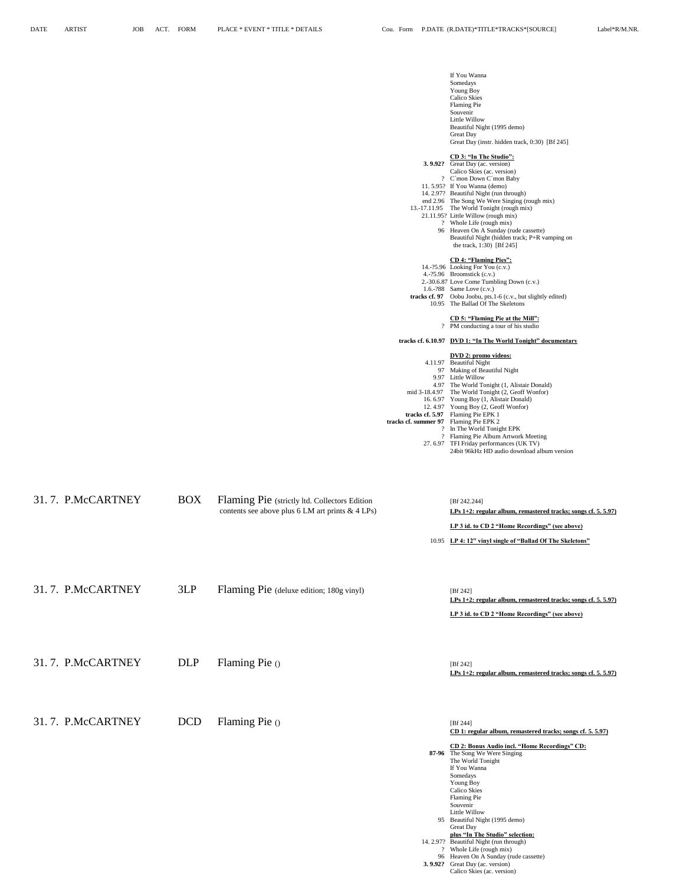| DATE | ARTIST | JOB | ACT. | FORM | PLACE * EVENT * TITLE * DETAILS | Cou. | Form | P.DATE (R.DATE)*TITLE*TRACKS*[SOURCE] | Label*R/M.NR. |
|---|---|---|---|---|---|---|---|---|---|
| | | | | | | | | If You Wanna | |
| | | | | | | | | Somedays | |
| | | | | | | | | Young Boy | |
| | | | | | | | | Calico Skies | |
| | | | | | | | | Flaming Pie | |
| | | | | | | | | Souvenir | |
| | | | | | | | | Little Willow | |
| | | | | | | | | Beautiful Night (1995 demo) | |
| | | | | | | | | Great Day | |
| | | | | | | | | Great Day (instr. hidden track, 0:30) [Bf 245] | |
| | | | | | | | | **CD 3: "In The Studio":** | |
| | | | | | | | **3. 9.92?** | Great Day (ac. version) | |
| | | | | | | | | Calico Skies (ac. version) | |
| | | | | | | | ? | C´mon Down C´mon Baby | |
| | | | | | | | 11. 5.95? | If You Wanna (demo) | |
| | | | | | | | 14. 2.97? | Beautiful Night (run through) | |
| | | | | | | | end 2.96 | The Song We Were Singing (rough mix) | |
| | | | | | | | 13.-17.11.95 | The World Tonight (rough mix) | |
| | | | | | | | 21.11.95? | Little Willow (rough mix) | |
| | | | | | | | ? | Whole Life (rough mix) | |
| | | | | | | | 96 | Heaven On A Sunday (rude cassette) | |
| | | | | | | | | Beautiful Night (hidden track; P+R vamping on the track, 1:30) [Bf 245] | |
| | | | | | | | | **CD 4: "Flaming Pies":** | |
| | | | | | | | 14.-?5.96 | Looking For You (c.v.) | |
| | | | | | | | 4.-?5.96 | Broomstick (c.v.) | |
| | | | | | | | 2.-30.6.87 | Love Come Tumbling Down (c.v.) | |
| | | | | | | | 1.6.-?88 | Same Love (c.v.) | |
| | | | | | | | **tracks cf. 97** | Oobu Joobu, pts.1-6 (c.v., but slightly edited) | |
| | | | | | | | 10.95 | The Ballad Of The Skeletons | |
| | | | | | | | | **CD 5: "Flaming Pie at the Mill":** | |
| | | | | | | | ? | PM conducting a tour of his studio | |
| | | | | | | | **tracks cf. 6.10.97** | **DVD 1: "In The World Tonight" documentary** | |
| | | | | | | | | **DVD 2: promo videos:** | |
| | | | | | | | 4.11.97 | Beautiful Night | |
| | | | | | | | 97 | Making of Beautiful Night | |
| | | | | | | | 9.97 | Little Willow | |
| | | | | | | | 4.97 | The World Tonight (1, Alistair Donald) | |
| | | | | | | | mid 3-18.4.97 | The World Tonight (2, Geoff Wonfor) | |
| | | | | | | | 16. 6.97 | Young Boy (1, Alistair Donald) | |
| | | | | | | | 12. 4.97 | Young Boy (2, Geoff Wonfor) | |
| | | | | | | | **tracks cf. 5.97** | Flaming Pie EPK 1 | |
| | | | | | | | **tracks cf. summer 97** | Flaming Pie EPK 2 | |
| | | | | | | | ? | In The World Tonight EPK | |
| | | | | | | | ? | Flaming Pie Album Artwork Meeting | |
| | | | | | | | 27. 6.97 | TFI Friday performances (UK TV) | |
| | | | | | | | | 24bit 96kHz HD audio download album version | |
| 31. 7. | P.McCARTNEY | | | BOX | Flaming Pie (strictly ltd. Collectors Edition contents see above plus 6 LM art prints & 4 LPs) | | | [Bf 242.244] | |
| | | | | | | | | **LPs 1+2: regular album, remastered tracks; songs cf. 5. 5.97)** | |
| | | | | | | | | **LP 3 id. to CD 2 "Home Recordings" (see above)** | |
| | | | | | | | 10.95 | **LP 4: 12" vinyl single of "Ballad Of The Skeletons"** | |
| 31. 7. | P.McCARTNEY | | | 3LP | Flaming Pie (deluxe edition; 180g vinyl) | | | [Bf 242] | |
| | | | | | | | | **LPs 1+2: regular album, remastered tracks; songs cf. 5. 5.97)** | |
| | | | | | | | | **LP 3 id. to CD 2 "Home Recordings" (see above)** | |
| 31. 7. | P.McCARTNEY | | | DLP | Flaming Pie () | | | [Bf 242] | |
| | | | | | | | | **LPs 1+2: regular album, remastered tracks; songs cf. 5. 5.97)** | |
| 31. 7. | P.McCARTNEY | | | DCD | Flaming Pie () | | | [Bf 244] | |
| | | | | | | | | **CD 1: regular album, remastered tracks; songs cf. 5. 5.97)** | |
| | | | | | | | | **CD 2: Bonus Audio incl. "Home Recordings" CD:** | |
| | | | | | | | **87-96** | The Song We Were Singing | |
| | | | | | | | | The World Tonight | |
| | | | | | | | | If You Wanna | |
| | | | | | | | | Somedays | |
| | | | | | | | | Young Boy | |
| | | | | | | | | Calico Skies | |
| | | | | | | | | Flaming Pie | |
| | | | | | | | | Souvenir | |
| | | | | | | | | Little Willow | |
| | | | | | | | 95 | Beautiful Night (1995 demo) | |
| | | | | | | | | Great Day | |
| | | | | | | | | **plus "In The Studio" selection:** | |
| | | | | | | | 14. 2.97? | Beautiful Night (run through) | |
| | | | | | | | ? | Whole Life (rough mix) | |
| | | | | | | | 96 | Heaven On A Sunday (rude cassette) | |
| | | | | | | | **3. 9.92?** | Great Day (ac. version) | |
| | | | | | | | | Calico Skies (ac. version) | |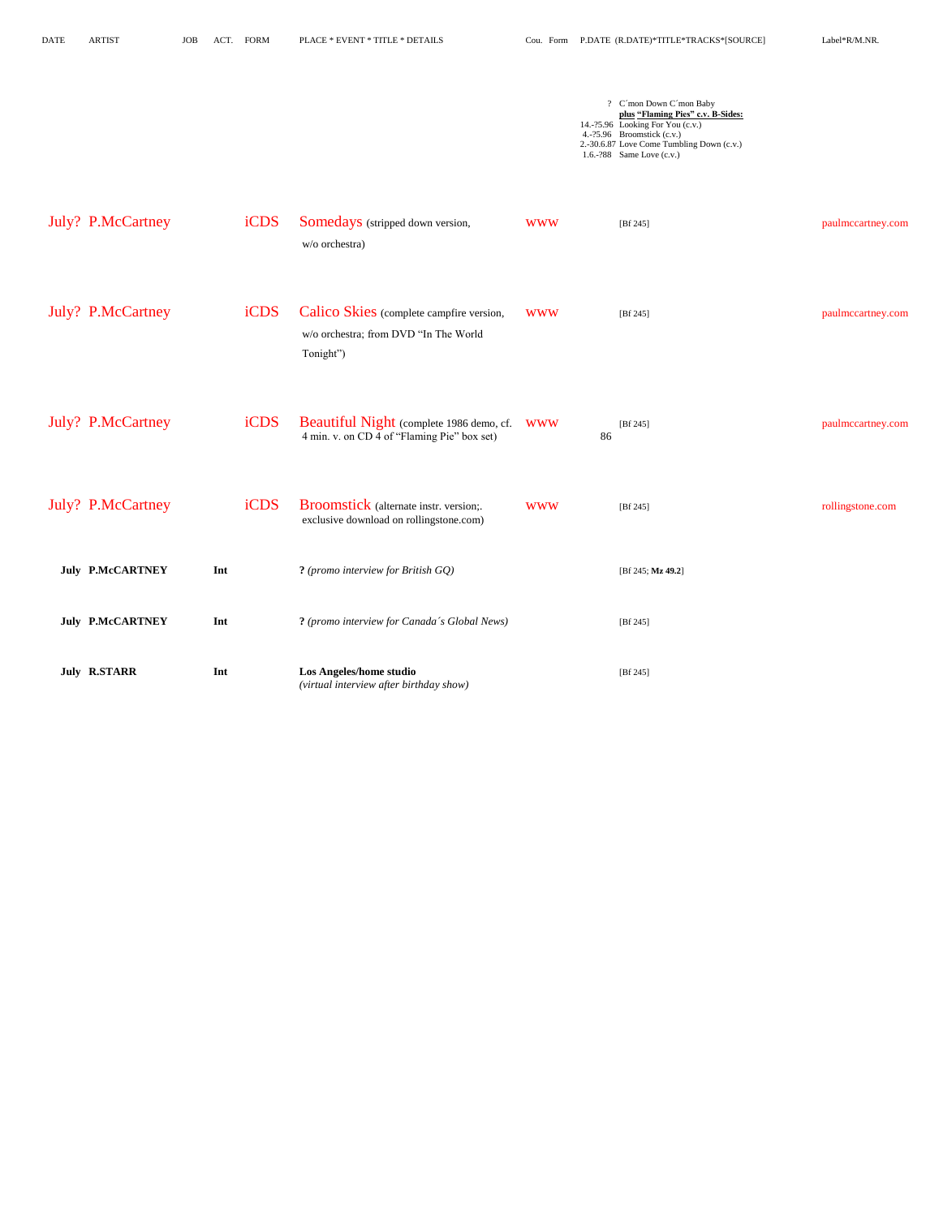| DATE | ARTIST | JOB | ACT. | FORM | PLACE * EVENT * TITLE * DETAILS | Cou. | Form | P.DATE | (R.DATE)*TITLE*TRACKS*[SOURCE] | Label*R/M.NR. |
|---|---|---|---|---|---|---|---|---|---|---|
| | | | | | | | | ? | C´mon Down C´mon Baby<br>**plus "Flaming Pies" c.v. B-Sides:** | |
| | | | | | | | | 14.-?5.96 | Looking For You (c.v.) | |
| | | | | | | | | 4.-?5.96 | Broomstick (c.v.) | |
| | | | | | | | | 2.-30.6.87 | Love Come Tumbling Down (c.v.) | |
| | | | | | | | | 1.6.-?88 | Same Love (c.v.) | |
| July? | P.McCartney | | | iCDS | Somedays (stripped down version, w/o orchestra) | www | | | [Bf 245] | paulmccartney.com |
| July? | P.McCartney | | | iCDS | Calico Skies (complete campfire version, w/o orchestra; from DVD "In The World Tonight") | www | | | [Bf 245] | paulmccartney.com |
| July? | P.McCartney | | | iCDS | Beautiful Night (complete 1986 demo, cf. 4 min. v. on CD 4 of "Flaming Pie" box set) | www | | 86 | [Bf 245] | paulmccartney.com |
| July? | P.McCartney | | | iCDS | Broomstick (alternate instr. version;. exclusive download on rollingstone.com) | www | | | [Bf 245] | rollingstone.com |
| **July** | **P.McCARTNEY** | **Int** | | | **?** *(promo interview for British GQ)* | | | | [Bf 245; **Mz 49.2**] | |
| **July** | **P.McCARTNEY** | **Int** | | | **?** *(promo interview for Canada´s Global News)* | | | | [Bf 245] | |
| **July** | **R.STARR** | **Int** | | | **Los Angeles/home studio** *(virtual interview after birthday show)* | | | | [Bf 245] | |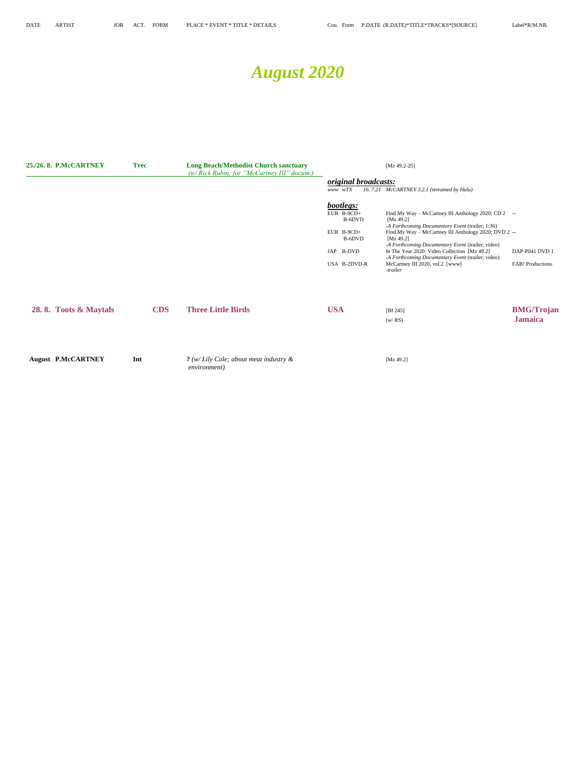| DATE | ARTIST | JOB | ACT. | FORM | PLACE * EVENT * TITLE * DETAILS | Cou. | Form | P.DATE (R.DATE)*TITLE*TRACKS*[SOURCE] | Label*R/M.NR. |
|---|---|---|---|---|---|---|---|---|---|

# *August 2020*

| DATE | ARTIST | JOB | ACT. | FORM | PLACE * EVENT * TITLE * DETAILS | Cou. | Form | P.DATE (R.DATE)*TITLE*TRACKS*[SOURCE] | Label*R/M.NR. |
|---|---|---|---|---|---|---|---|---|---|
| **25./26. 8.** | **P.McCARTNEY** | **Trec** | | | **Long Beach/Methodist Church sanctuary** *(w/ Rick Rubin; for "McCartney III" docum.)* | | | [Mz 49.2-25] | |
| | | | | | | ***original broadcasts:*** | | | |
| | | | | | | *www* | *wTX* | *16. 7.21 McCARTNEY 3.2.1 (streamed by Hulu)* | |
| | | | | | | ***bootlegs:*** | | | |
| | | | | | | EUR | B-9CD+ B-6DVD | Find My Way – McCartney III Anthology 2020; CD 2 [Mz 49.2] -*A Forthcoming Documentary Event* (trailer; 1:36) | -- |
| | | | | | | EUR | B-9CD+ B-6DVD | Find My Way – McCartney III Anthology 2020; DVD 2 [Mz 49.2] -*A Forthcoming Documentary Event* (trailer; video) | -- |
| | | | | | | JAP | B-DVD | In The Year 2020: Video Collection [Mz 49.2] -*A Forthcoming Documentary Event* (trailer; video) | DAP-P041 DVD 1 |
| | | | | | | USA | B-2DVD-R | McCartney III 2020, vol.2 [www] -*trailer* | FAB! Productions |
| **28. 8.** | **Toots & Maytals** | | | **CDS** | **Three Little Birds** | **USA** | | [Bf 245] (w/ RS) | **BMG/Trojan Jamaica** |
| **August** | **P.McCARTNEY** | **Int** | | | **?** *(w/ Lily Cole; about meat industry & environment)* | | | [Mz 49.2] | |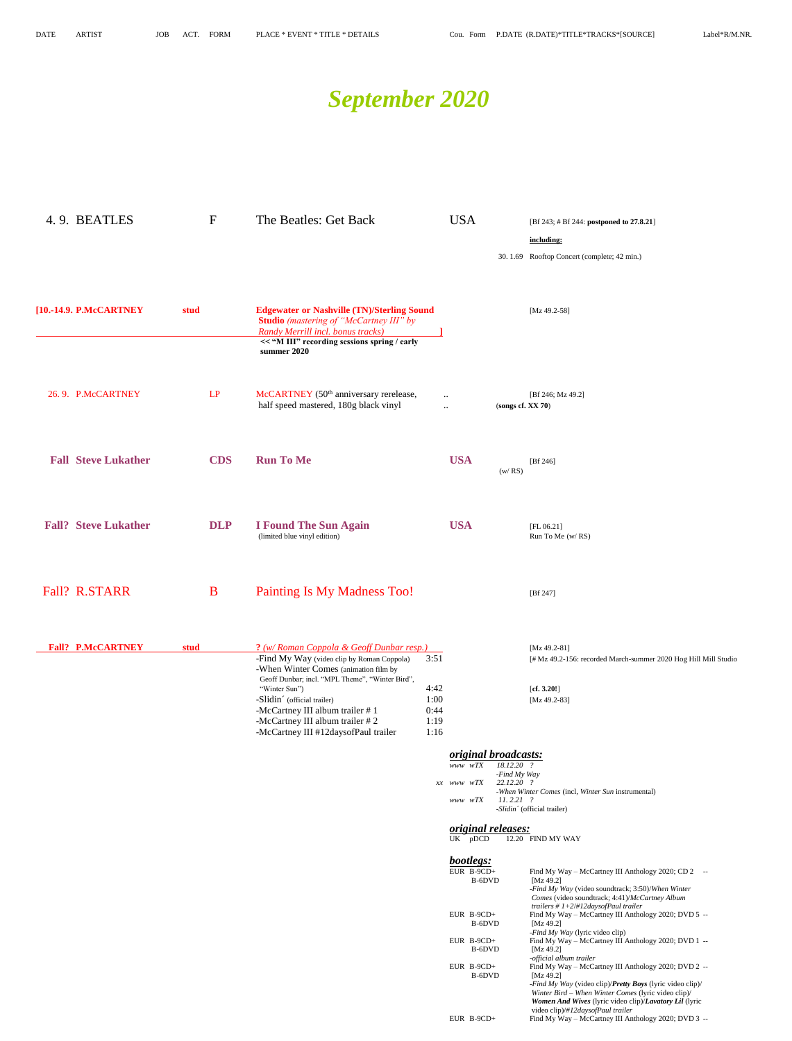# September 2020

| DATE | ARTIST | JOB | ACT. | FORM | PLACE * EVENT * TITLE * DETAILS | | Cou. | Form | P.DATE (R.DATE)*TITLE*TRACKS*[SOURCE] | Label*R/M.NR. |
|---|---|---|---|---|---|---|---|---|---|---|
| 4. 9. | BEATLES | | | F | The Beatles: Get Back | | USA | | [Bf 243; # Bf 244: **postponed to 27.8.21**] | |
| | | | | | | | | | **including:** | |
| | | | | | | | | 30. 1.69 | Rooftop Concert (complete; 42 min.) | |
| [10.-14.9. | **P.McCARTNEY** | **stud** | | | **Edgewater or Nashville (TN)/Sterling Sound Studio** *(mastering of "McCartney III" by Randy Merrill incl. bonus tracks)* ] | | | | [Mz 49.2-58] | |
| | | | | | **<< "M III" recording sessions spring / early summer 2020** | | | | | |
| 26. 9. | P.McCARTNEY | | | LP | McCARTNEY (50th anniversary rerelease, half speed mastered, 180g black vinyl | | .. .. | | [Bf 246; Mz 49.2] (**songs cf. XX 70**) | |
| **Fall** | **Steve Lukather** | | | **CDS** | **Run To Me** | | **USA** | (w/ RS) | [Bf 246] | |
| **Fall?** | **Steve Lukather** | | | **DLP** | **I Found The Sun Again** (limited blue vinyl edition) | | **USA** | | [FL 06.21] Run To Me (w/ RS) | |
| Fall? | R.STARR | | | B | Painting Is My Madness Too! | | | | [Bf 247] | |
| **Fall?** | **P.McCARTNEY** | **stud** | | | **?** *(w/ Roman Coppola & Geoff Dunbar resp.)* | | | | [Mz 49.2-81] | |
| | | | | | -Find My Way (video clip by Roman Coppola) | 3:51 | | | [# Mz 49.2-156: recorded March-summer 2020 Hog Hill Mill Studio | |
| | | | | | -When Winter Comes (animation film by Geoff Dunbar; incl. "MPL Theme", "Winter Bird", "Winter Sun") | 4:42 | | | [**cf. 3.20!**] | |
| | | | | | -Slidin´ (official trailer) | 1:00 | | | [Mz 49.2-83] | |
| | | | | | -McCartney III album trailer # 1 | 0:44 | | | | |
| | | | | | -McCartney III album trailer # 2 | 1:19 | | | | |
| | | | | | -McCartney III #12daysofPaul trailer | 1:16 | | | | |

***original broadcasts:***

| | | | |
|---|---|---|---|
| www | wTX | 18.12.20 ? | -Find My Way |
| xx www | wTX | 22.12.20 ? | -When Winter Comes (incl, Winter Sun instrumental) |
| www | wTX | 11. 2.21 ? | -Slidin´ (official trailer) |

***original releases:***

| | | | |
|---|---|---|---|
| UK | pDCD | 12.20 | FIND MY WAY |

***bootlegs:***

| | | | |
|---|---|---|---|
| EUR | B-9CD+ B-6DVD | Find My Way – McCartney III Anthology 2020; CD 2 [Mz 49.2] -*Find My Way* (video soundtrack; 3:50)/*When Winter Comes* (video soundtrack; 4:41)/*McCartney Album trailers # 1+2/#12daysofPaul trailer* | -- |
| EUR | B-9CD+ B-6DVD | Find My Way – McCartney III Anthology 2020; DVD 5 [Mz 49.2] -*Find My Way* (lyric video clip) | -- |
| EUR | B-9CD+ B-6DVD | Find My Way – McCartney III Anthology 2020; DVD 1 [Mz 49.2] -*official album trailer* | -- |
| EUR | B-9CD+ B-6DVD | Find My Way – McCartney III Anthology 2020; DVD 2 [Mz 49.2] -*Find My Way* (video clip)/***Pretty Boys*** (lyric video clip)/ *Winter Bird – When Winter Comes* (lyric video clip)/ ***Women And Wives*** (lyric video clip)/***Lavatory Lil*** (lyric video clip)/*#12daysofPaul trailer* | -- |
| EUR | B-9CD+ | Find My Way – McCartney III Anthology 2020; DVD 3 | -- |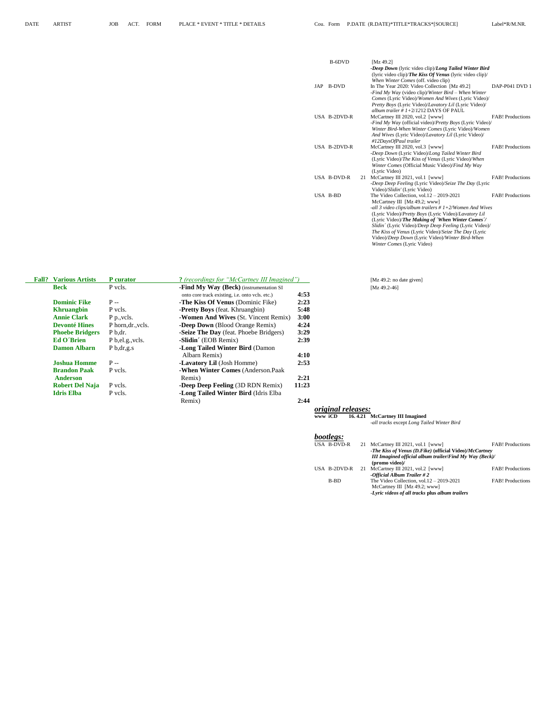| DATE | ARTIST | JOB | ACT. | FORM | PLACE * EVENT * TITLE * DETAILS | | Cou. | Form | P.DATE | (R.DATE)*TITLE*TRACKS*[SOURCE] | Label*R/M.NR. |
|---|---|---|---|---|---|---|---|---|---|---|---|
| | | | | | | | | B-6DVD | | [Mz 49.2] -*Deep Down* (lyric video clip)/*Long Tailed Winter Bird* (lyric video clip)/*The Kiss Of Venus* (lyric video clip)/ *When Winter Comes* (off. video clip) | |
| | | | | | | | JAP | B-DVD | | In The Year 2020: Video Collection [Mz 49.2] -*Find My Way* (video clip)/*Winter Bird – When Winter Comes* (Lyric Video)/*Women And Wives* (Lyric Video)/ *Pretty Boys* (Lyric Video)/*Lavatory Lil* (Lyric Video)/ *album trailer # 1+2/1212 DAYS OF PAUL* | DAP-P041 DVD 1 |
| | | | | | | | USA | B-2DVD-R | | McCartney III 2020, vol.2 [www] -*Find My Way* (official video)/*Pretty Boys* (Lyric Video)/ *Winter Bird-When Winter Comes* (Lyric Video)/*Women And Wives* (Lyric Video)/*Lavatory Lil* (Lyric Video)/ *#12DaysOfPaul trailer* | FAB! Productions |
| | | | | | | | USA | B-2DVD-R | | McCartney III 2020, vol.3 [www] -*Deep Down* (Lyric Video)/*Long Tailed Winter Bird* (Lyric Video)/*The Kiss of Venus* (Lyric Video)/*When Winter Comes* (Official Music Video)/*Find My Way* (Lyric Video) | FAB! Productions |
| | | | | | | | USA | B-DVD-R | 21 | McCartney III 2021, vol.1 [www] -*Deep Deep Feeling* (Lyric Video)/*Seize The Day* (Lyric Video)/*Slidin'* (Lyric Video) | FAB! Productions |
| | | | | | | | USA | B-BD | | The Video Collection, vol.12 – 2019-2021 McCartney III [Mz 49.2; www] -*all 3 video clips/album trailers # 1+2/Women And Wives* (Lyric Video)/*Pretty Boys* (Lyric Video)/*Lavatory Lil* (Lyric Video)/***The Making of ´When Winter Comes´***/ *Slidin´* (Lyric Video)/*Deep Deep Feeling* (Lyric Video)/ *The Kiss of Venus* (Lyric Video)/*Seize The Day* (Lyric Video)/*Deep Down* (Lyric Video)/*Winter Bird-When Winter Comes* (Lyric Video) | FAB! Productions |
| **Fall?** | **Various Artists** | **P curator** | | | **?** *(recordings for "McCartney III Imagined")* | | | | | [Mz 49.2: no date given] | |
| | **Beck** | P vcls. | | | **-Find My Way (Beck)** (instrumentation SI onto core track existing, i.e. onto vcls. etc.) | **4:53** | | | | [Mz 49.2-46] | |
| | **Dominic Fike** | P -- | | | **-The Kiss Of Venus** (Dominic Fike) | **2:23** | | | | | |
| | **Khruangbin** | P vcls. | | | **-Pretty Boys** (feat. Khruangbin) | **5:48** | | | | | |
| | **Annie Clark** | P p.,vcls. | | | **-Women And Wives** (St. Vincent Remix) | **3:00** | | | | | |
| | **Devonté Hines** | P horn,dr.,vcls. | | | **-Deep Down** (Blood Orange Remix) | **4:24** | | | | | |
| | **Phoebe Bridgers** | P b,dr. | | | **-Seize The Day** (feat. Phoebe Bridgers) | **3:29** | | | | | |
| | **Ed O´Brien** | P b,el.g.,vcls. | | | **-Slidin´** (EOB Remix) | **2:39** | | | | | |
| | **Damon Albarn** | P b,dr,g.s | | | **-Long Tailed Winter Bird** (Damon Albarn Remix) | **4:10** | | | | | |
| | **Joshua Homme** | P -- | | | **-Lavatory Lil** (Josh Homme) | **2:53** | | | | | |
| | **Brandon Paak Anderson** | P vcls. | | | **-When Winter Comes** (Anderson.Paak Remix) | **2:21** | | | | | |
| | **Robert Del Naja** | P vcls. | | | **-Deep Deep Feeling** (3D RDN Remix) | **11:23** | | | | | |
| | **Idris Elba** | P vcls. | | | **-Long Tailed Winter Bird** (Idris Elba Remix) | **2:44** | | | | | |

***original releases:***

| | | | | |
|---|---|---|---|---|
| **www** | **iCD** | **16. 4.21** | **McCartney III Imagined** -*all tracks* except *Long Tailed Winter Bird* | |

***bootlegs:***

| | | | | |
|---|---|---|---|---|
| USA | B-DVD-R | 21 | McCartney III 2021, vol.1 [www] ***-The Kiss of Venus (D.Fike)* (official Video)/*McCartney III Imagined official album trailer/Find My Way (Beck)/* (promo video)/** | FAB! Productions |
| USA | B-2DVD-R | 21 | McCartney III 2021, vol.2 [www] ***-Official Album Trailer # 2*** | FAB! Productions |
| | B-BD | | The Video Collection, vol.12 – 2019-2021 McCartney III [Mz 49.2; www] ***-Lyric videos of all tracks* plus *album trailers*** | FAB! Productions |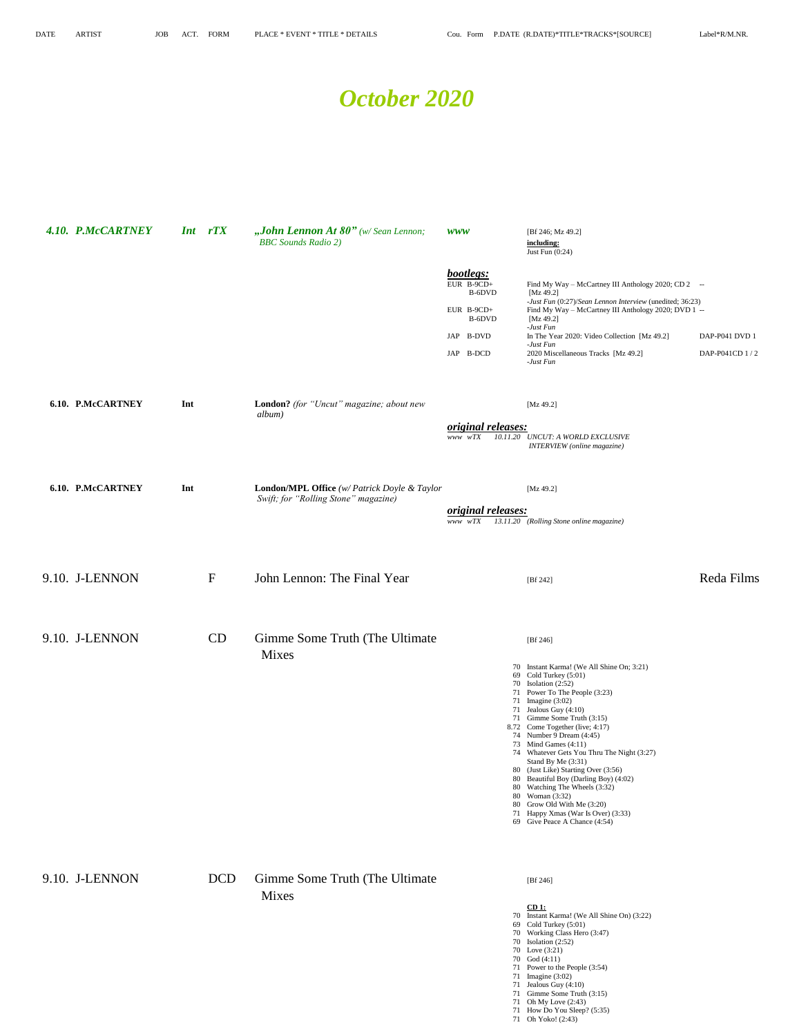DATE | ARTIST | JOB | ACT. | FORM | PLACE * EVENT * TITLE * DETAILS | Cou. | Form | P.DATE (R.DATE)*TITLE*TRACKS*[SOURCE] | Label*R/M.NR.

# October 2020

**4.10. P.McCARTNEY** — ***Int rTX*** — ***„John Lennon At 80"*** *(w/ Sean Lennon; BBC Sounds Radio 2)* — ***www*** — [Bf 246; Mz 49.2]

**including:**
Just Fun (0:24)

***bootlegs:***

| Cou. | Form | Title | Label |
|---|---|---|---|
| EUR | B-9CD+ B-6DVD | Find My Way – McCartney III Anthology 2020; CD 2 [Mz 49.2] -*Just Fun* (0:27)/*Sean Lennon Interview* (unedited; 36:23) | -- |
| EUR | B-9CD+ B-6DVD | Find My Way – McCartney III Anthology 2020; DVD 1 [Mz 49.2] -*Just Fun* | -- |
| JAP | B-DVD | In The Year 2020: Video Collection [Mz 49.2] -*Just Fun* | DAP-P041 DVD 1 |
| JAP | B-DCD | 2020 Miscellaneous Tracks [Mz 49.2] -*Just Fun* | DAP-P041CD 1 / 2 |

**6.10. P.McCARTNEY** — **Int** — **London?** *(for "Uncut" magazine; about new album)* — [Mz 49.2]

***original releases:***
*www wTX 10.11.20 UNCUT: A WORLD EXCLUSIVE INTERVIEW (online magazine)*

**6.10. P.McCARTNEY** — **Int** — **London/MPL Office** *(w/ Patrick Doyle & Taylor Swift; for "Rolling Stone" magazine)* — [Mz 49.2]

***original releases:***
*www wTX 13.11.20 (Rolling Stone online magazine)*

9.10. J-LENNON — F — John Lennon: The Final Year — [Bf 242] — Reda Films

9.10. J-LENNON — CD — Gimme Some Truth (The Ultimate Mixes — [Bf 246]

70 Instant Karma! (We All Shine On; 3:21)
69 Cold Turkey (5:01)
70 Isolation (2:52)
71 Power To The People (3:23)
71 Imagine (3:02)
71 Jealous Guy (4:10)
71 Gimme Some Truth (3:15)
8.72 Come Together (live; 4:17)
74 Number 9 Dream (4:45)
73 Mind Games (4:11)
74 Whatever Gets You Thru The Night (3:27)
Stand By Me (3:31)
80 (Just Like) Starting Over (3:56)
80 Beautiful Boy (Darling Boy) (4:02)
80 Watching The Wheels (3:32)
80 Woman (3:32)
80 Grow Old With Me (3:20)
71 Happy Xmas (War Is Over) (3:33)
69 Give Peace A Chance (4:54)

9.10. J-LENNON — DCD — Gimme Some Truth (The Ultimate Mixes — [Bf 246]

**CD 1:**
70 Instant Karma! (We All Shine On) (3:22)
69 Cold Turkey (5:01)
70 Working Class Hero (3:47)
70 Isolation (2:52)
70 Love (3:21)
70 God (4:11)
71 Power to the People (3:54)
71 Imagine (3:02)
71 Jealous Guy (4:10)
71 Gimme Some Truth (3:15)
71 Oh My Love (2:43)
71 How Do You Sleep? (5:35)
71 Oh Yoko! (2:43)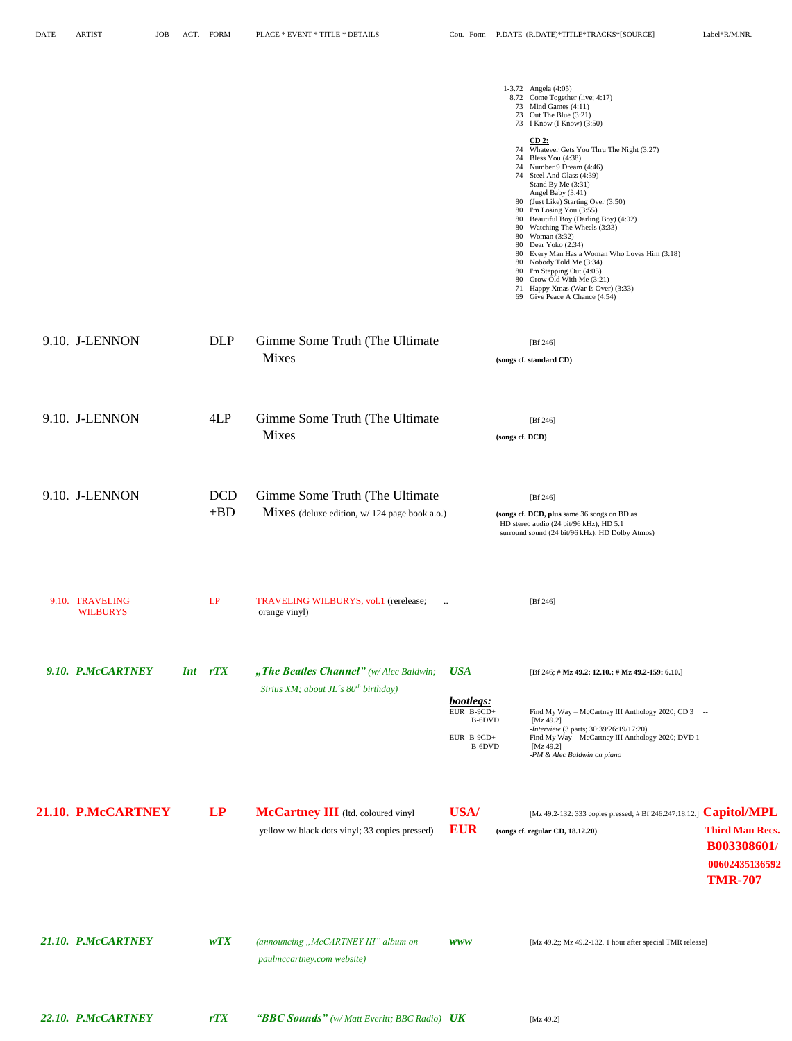| DATE | ARTIST | JOB | ACT. | FORM | PLACE * EVENT * TITLE * DETAILS | Cou. | Form | P.DATE (R.DATE)*TITLE*TRACKS*[SOURCE] | Label*R/M.NR. |
|---|---|---|---|---|---|---|---|---|---|
| | | | | | | | | 1-3.72 Angela (4:05)<br>8.72 Come Together (live; 4:17)<br>73 Mind Games (4:11)<br>73 Out The Blue (3:21)<br>73 I Know (I Know) (3:50)<br><br>**CD 2:**<br>74 Whatever Gets You Thru The Night (3:27)<br>74 Bless You (4:38)<br>74 Number 9 Dream (4:46)<br>74 Steel And Glass (4:39)<br>Stand By Me (3:31)<br>Angel Baby (3:41)<br>80 (Just Like) Starting Over (3:50)<br>80 I'm Losing You (3:55)<br>80 Beautiful Boy (Darling Boy) (4:02)<br>80 Watching The Wheels (3:33)<br>80 Woman (3:32)<br>80 Dear Yoko (2:34)<br>80 Every Man Has a Woman Who Loves Him (3:18)<br>80 Nobody Told Me (3:34)<br>80 I'm Stepping Out (4:05)<br>80 Grow Old With Me (3:21)<br>71 Happy Xmas (War Is Over) (3:33)<br>69 Give Peace A Chance (4:54) | |
| 9.10. | J-LENNON | | | DLP | Gimme Some Truth (The Ultimate Mixes | | | [Bf 246]<br>**(songs cf. standard CD)** | |
| 9.10. | J-LENNON | | | 4LP | Gimme Some Truth (The Ultimate Mixes | | | [Bf 246]<br>**(songs cf. DCD)** | |
| 9.10. | J-LENNON | | | DCD +BD | Gimme Some Truth (The Ultimate Mixes (deluxe edition, w/ 124 page book a.o.) | | | [Bf 246]<br>**(songs cf. DCD, plus** same 36 songs on BD as HD stereo audio (24 bit/96 kHz), HD 5.1 surround sound (24 bit/96 kHz), HD Dolby Atmos) | |
| 9.10. | TRAVELING WILBURYS | | | LP | TRAVELING WILBURYS, vol.1 (rerelease; orange vinyl) | .. | | [Bf 246] | |
| ***9.10.*** | ***P.McCARTNEY*** | ***Int*** | | ***rTX*** | ***„The Beatles Channel"*** *(w/ Alec Baldwin; Sirius XM; about JL´s 80th birthday)* | ***USA***<br><br>***bootlegs:***<br>EUR<br><br>EUR | <br><br><br>B-9CD+ B-6DVD<br><br>B-9CD+ B-6DVD | [Bf 246; # **Mz 49.2: 12.10.; # Mz 49.2-159: 6.10.**]<br><br>Find My Way – McCartney III Anthology 2020; CD 3 [Mz 49.2]<br>*-Interview* (3 parts; 30:39/26:19/17:20)<br>Find My Way – McCartney III Anthology 2020; DVD 1 [Mz 49.2]<br>*-PM & Alec Baldwin on piano* | <br><br><br>--<br><br><br>-- |
| **21.10.** | **P.McCARTNEY** | | | **LP** | **McCartney III** (ltd. coloured vinyl yellow w/ black dots vinyl; 33 copies pressed) | **USA/ EUR** | | [Mz 49.2-132: 333 copies pressed; # Bf 246.247:18.12.]<br>**(songs cf. regular CD, 18.12.20)** | **Capitol/MPL Third Man Recs. B003308601/ 00602435136592 TMR-707** |
| ***21.10.*** | ***P.McCARTNEY*** | | | ***wTX*** | *(announcing „McCARTNEY III" album on paulmccartney.com website)* | ***www*** | | [Mz 49.2;; Mz 49.2-132. 1 hour after special TMR release] | |
| ***22.10.*** | ***P.McCARTNEY*** | | | ***rTX*** | ***"BBC Sounds"*** *(w/ Matt Everitt; BBC Radio)* | ***UK*** | | [Mz 49.2] | |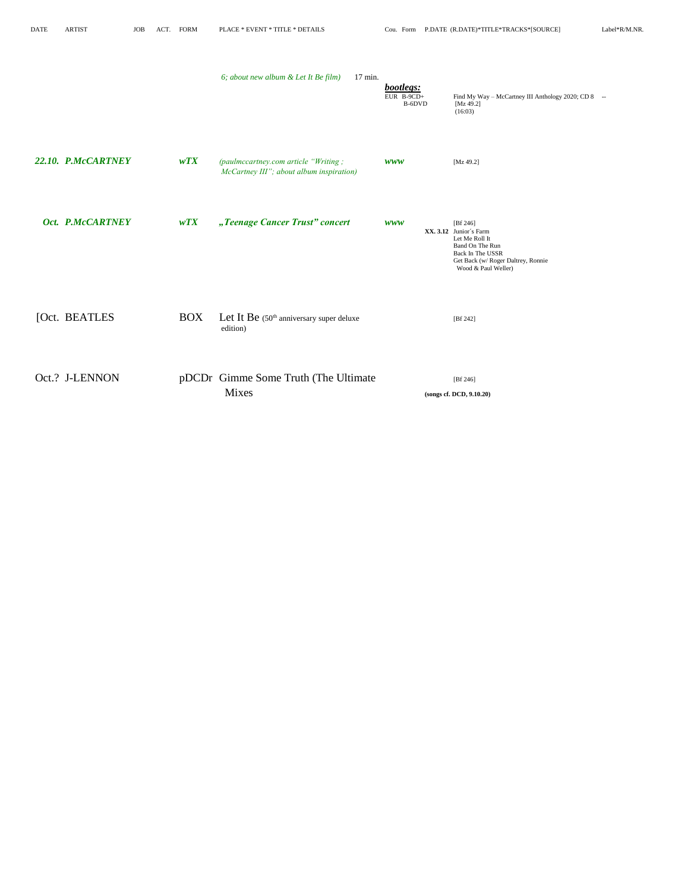| DATE | ARTIST | JOB | ACT. | FORM | PLACE * EVENT * TITLE * DETAILS | Cou. | Form | P.DATE (R.DATE)*TITLE*TRACKS*[SOURCE] | Label*R/M.NR. |
|---|---|---|---|---|---|---|---|---|---|
| | | | | | *6; about new album & Let It Be film)* 17 min. | ***bootlegs:*** EUR | B-9CD+ B-6DVD | Find My Way – McCartney III Anthology 2020; CD 8 [Mz 49.2] (16:03) | -- |
| ***22.10.*** | ***P.McCARTNEY*** | | | ***wTX*** | *(paulmccartney.com article "Writing ; McCartney III"; about album inspiration)* | ***www*** | | [Mz 49.2] | |
| ***Oct.*** | ***P.McCARTNEY*** | | | ***wTX*** | ***„Teenage Cancer Trust" concert*** | ***www*** | | [Bf 246] **XX. 3.12** Junior´s Farm / Let Me Roll It / Band On The Run / Back In The USSR / Get Back (w/ Roger Daltrey, Ronnie Wood & Paul Weller) | |
| [Oct. | BEATLES | | | BOX | Let It Be (50th anniversary super deluxe edition) | | | [Bf 242] | |
| Oct.? | J-LENNON | | | pDCDr | Gimme Some Truth (The Ultimate Mixes | | | [Bf 246] **(songs cf. DCD, 9.10.20)** | |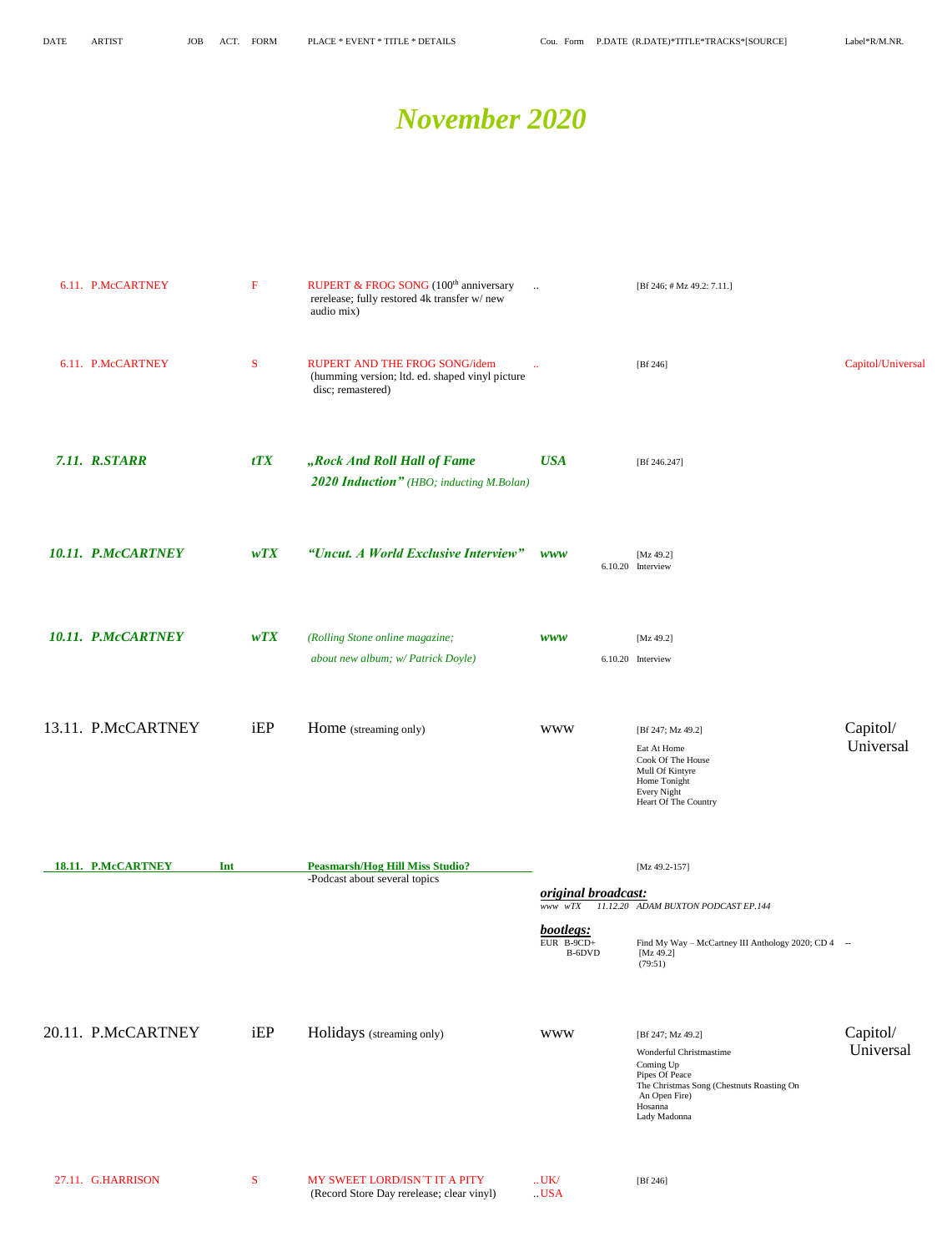| DATE | ARTIST | JOB | ACT. | FORM | PLACE * EVENT * TITLE * DETAILS | Cou. | Form | P.DATE (R.DATE)*TITLE*TRACKS*[SOURCE] | Label*R/M.NR. |
|---|---|---|---|---|---|---|---|---|---|

# November 2020

| DATE | ARTIST | JOB | ACT. | FORM | PLACE * EVENT * TITLE * DETAILS | Cou. | Form | P.DATE (R.DATE)*TITLE*TRACKS*[SOURCE] | Label*R/M.NR. |
|---|---|---|---|---|---|---|---|---|---|
| 6.11. | P.McCARTNEY | | | F | RUPERT & FROG SONG (100th anniversary rerelease; fully restored 4k transfer w/ new audio mix) | .. | | [Bf 246; # Mz 49.2: 7.11.] | |
| 6.11. | P.McCARTNEY | | | S | RUPERT AND THE FROG SONG/idem (humming version; ltd. ed. shaped vinyl picture disc; remastered) | .. | | [Bf 246] | Capitol/Universal |
| ***7.11.*** | ***R.STARR*** | | | ***tTX*** | ***„Rock And Roll Hall of Fame 2020 Induction"*** *(HBO; inducting M.Bolan)* | ***USA*** | | [Bf 246.247] | |
| ***10.11.*** | ***P.McCARTNEY*** | | | ***wTX*** | ***"Uncut. A World Exclusive Interview"*** | ***www*** | | [Mz 49.2] 6.10.20 Interview | |
| ***10.11.*** | ***P.McCARTNEY*** | | | ***wTX*** | *(Rolling Stone online magazine; about new album; w/ Patrick Doyle)* | ***www*** | | [Mz 49.2] 6.10.20 Interview | |
| 13.11. | P.McCARTNEY | | | iEP | Home (streaming only) | www | | [Bf 247; Mz 49.2] Eat At Home / Cook Of The House / Mull Of Kintyre / Home Tonight / Every Night / Heart Of The Country | Capitol/ Universal |
| **18.11.** | **P.McCARTNEY** | **Int** | | | **Peasmarsh/Hog Hill Miss Studio?** -Podcast about several topics | ***original broadcast:*** *www* | *wTX* | [Mz 49.2-157] *11.12.20 ADAM BUXTON PODCAST EP.144* | |
| | | | | | | ***bootlegs:*** EUR | B-9CD+ B-6DVD | Find My Way – McCartney III Anthology 2020; CD 4 [Mz 49.2] (79:51) | -- |
| 20.11. | P.McCARTNEY | | | iEP | Holidays (streaming only) | www | | [Bf 247; Mz 49.2] Wonderful Christmastime / Coming Up / Pipes Of Peace / The Christmas Song (Chestnuts Roasting On An Open Fire) / Hosanna / Lady Madonna | Capitol/ Universal |
| 27.11. | G.HARRISON | | | S | MY SWEET LORD/ISN´T IT A PITY (Record Store Day rerelease; clear vinyl) | ..UK/ ..USA | | [Bf 246] | |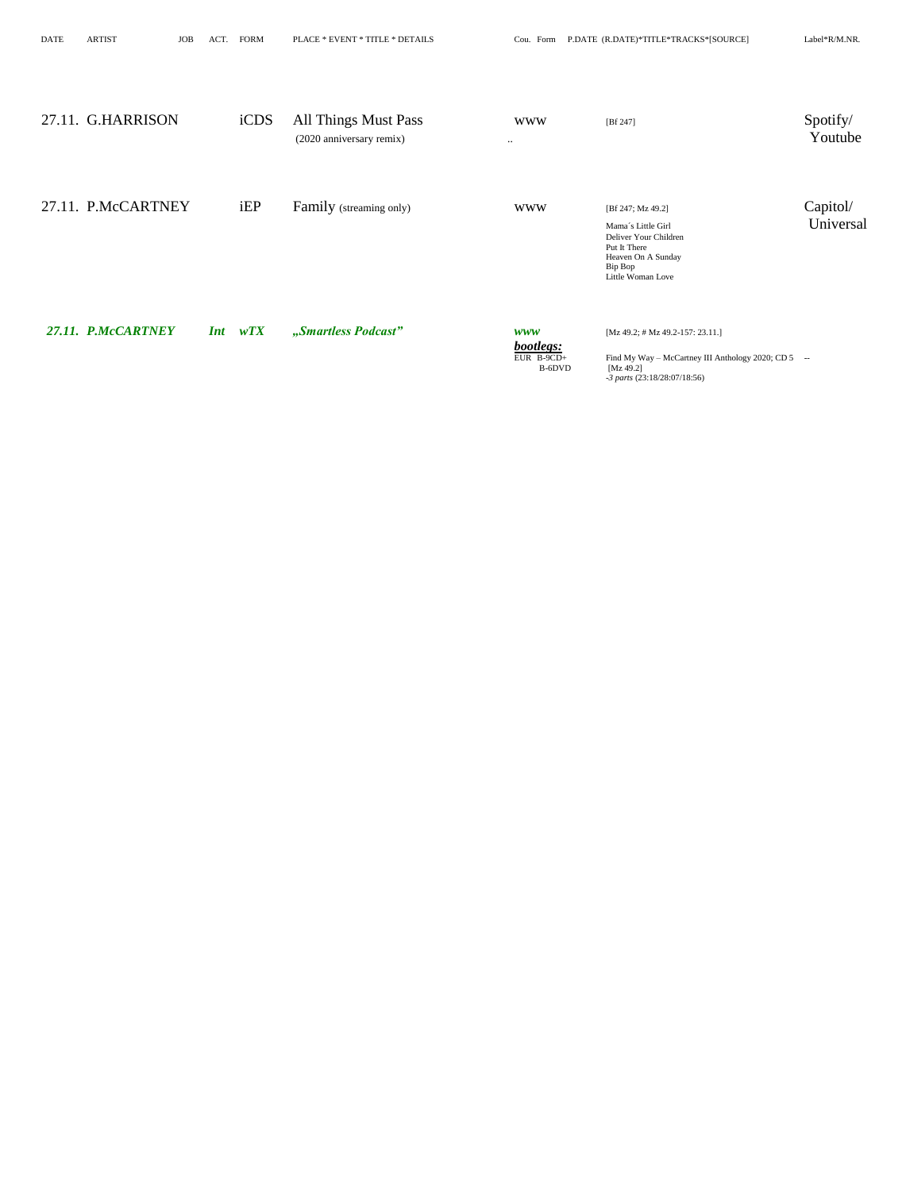| DATE | ARTIST | JOB | ACT. | FORM | PLACE * EVENT * TITLE * DETAILS | Cou. | Form | P.DATE (R.DATE)*TITLE*TRACKS*[SOURCE] | Label*R/M.NR. |
|---|---|---|---|---|---|---|---|---|---|
| 27.11. | G.HARRISON | | | iCDS | All Things Must Pass (2020 anniversary remix) | www .. | | [Bf 247] | Spotify/ Youtube |
| 27.11. | P.McCARTNEY | | | iEP | Family (streaming only) | www | | [Bf 247; Mz 49.2] Mama´s Little Girl Deliver Your Children Put It There Heaven On A Sunday Bip Bop Little Woman Love | Capitol/ Universal |
| ***27.11.*** | ***P.McCARTNEY*** | ***Int*** | | ***wTX*** | ***„Smartless Podcast"*** | ***www*** ***bootlegs:*** EUR | B-9CD+ B-6DVD | [Mz 49.2; # Mz 49.2-157: 23.11.] Find My Way – McCartney III Anthology 2020; CD 5 [Mz 49.2] *-3 parts* (23:18/28:07/18:56) | -- |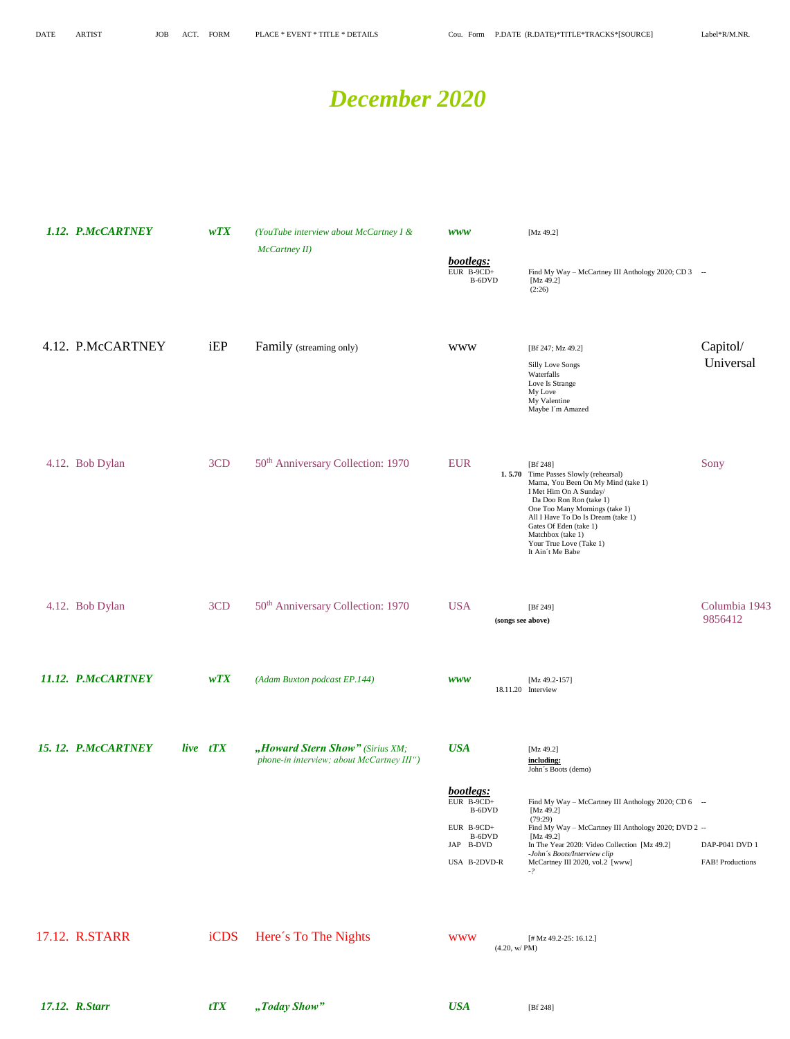| DATE | ARTIST | JOB | ACT. | FORM | PLACE * EVENT * TITLE * DETAILS | Cou. Form | P.DATE (R.DATE)*TITLE*TRACKS*[SOURCE] | Label*R/M.NR. |
|---|---|---|---|---|---|---|---|---|

# December 2020

| DATE | ARTIST | JOB | ACT. | FORM | PLACE * EVENT * TITLE * DETAILS | Cou. Form | P.DATE (R.DATE)*TITLE*TRACKS*[SOURCE] | Label*R/M.NR. |
|---|---|---|---|---|---|---|---|---|
| ***1.12.*** | ***P.McCARTNEY*** | | | ***wTX*** | *(YouTube interview about McCartney I & McCartney II)* | ***www*** | [Mz 49.2] | |
| | | | | | | ***bootlegs:*** | | |
| | | | | | | EUR B-9CD+ B-6DVD | Find My Way – McCartney III Anthology 2020; CD 3 [Mz 49.2] (2:26) | -- |
| 4.12. | P.McCARTNEY | | | iEP | Family (streaming only) | www | [Bf 247; Mz 49.2] Silly Love Songs / Waterfalls / Love Is Strange / My Love / My Valentine / Maybe I´m Amazed | Capitol/ Universal |
| 4.12. | Bob Dylan | | | 3CD | 50th Anniversary Collection: 1970 | EUR | [Bf 248] **1. 5.70** Time Passes Slowly (rehearsal) / Mama, You Been On My Mind (take 1) / I Met Him On A Sunday/ Da Doo Ron Ron (take 1) / One Too Many Mornings (take 1) / All I Have To Do Is Dream (take 1) / Gates Of Eden (take 1) / Matchbox (take 1) / Your True Love (Take 1) / It Ain´t Me Babe | Sony |
| 4.12. | Bob Dylan | | | 3CD | 50th Anniversary Collection: 1970 | USA | [Bf 249] **(songs see above)** | Columbia 1943 9856412 |
| ***11.12.*** | ***P.McCARTNEY*** | | | ***wTX*** | *(Adam Buxton podcast EP.144)* | ***www*** | [Mz 49.2-157] 18.11.20 Interview | |
| ***15. 12.*** | ***P.McCARTNEY*** | | ***live*** | ***tTX*** | ***„Howard Stern Show"*** *(Sirius XM; phone-in interview; about McCartney III")* | ***USA*** | [Mz 49.2] **including:** John´s Boots (demo) | |
| | | | | | | ***bootlegs:*** | | |
| | | | | | | EUR B-9CD+ B-6DVD | Find My Way – McCartney III Anthology 2020; CD 6 [Mz 49.2] (79:29) | -- |
| | | | | | | EUR B-9CD+ B-6DVD | Find My Way – McCartney III Anthology 2020; DVD 2 [Mz 49.2] | -- |
| | | | | | | JAP B-DVD | In The Year 2020: Video Collection [Mz 49.2] *-John´s Boots/Interview clip* | DAP-P041 DVD 1 |
| | | | | | | USA B-2DVD-R | McCartney III 2020, vol.2 [www] -? | FAB! Productions |
| 17.12. | R.STARR | | | iCDS | Here´s To The Nights | www | [# Mz 49.2-25: 16.12.] (4.20, w/ PM) | |
| ***17.12.*** | ***R.Starr*** | | | ***tTX*** | ***„Today Show"*** | ***USA*** | [Bf 248] | |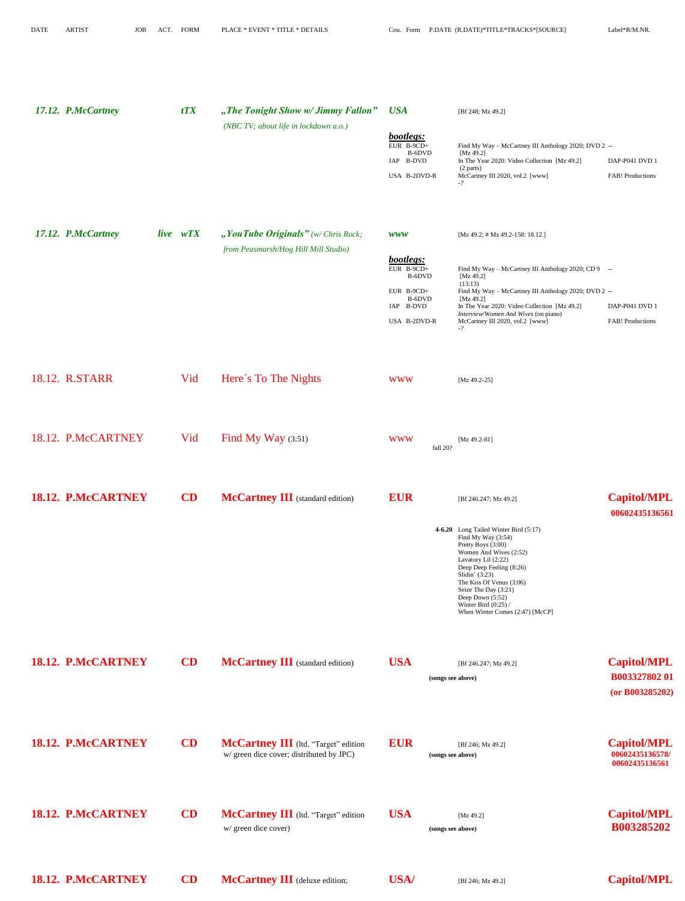| DATE | ARTIST | JOB | ACT. | FORM | PLACE * EVENT * TITLE * DETAILS | Cou. | Form | P.DATE (R.DATE)*TITLE*TRACKS*[SOURCE] | Label*R/M.NR. |
|---|---|---|---|---|---|---|---|---|---|
| *17.12.* | ***P.McCartney*** | | | ***tTX*** | ***„The Tonight Show w/ Jimmy Fallon"*** *(NBC TV; about life in lockdown a.o.)* | ***USA*** | | [Bf 248; Mz 49.2] | |
| | | | | | | ***bootlegs:*** | | | |
| | | | | | | EUR | B-9CD+ B-6DVD | Find My Way – McCartney III Anthology 2020; DVD 2 [Mz 49.2] | -- |
| | | | | | | JAP | B-DVD | In The Year 2020: Video Collection [Mz 49.2] (2 parts) | DAP-P041 DVD 1 |
| | | | | | | USA | B-2DVD-R | McCartney III 2020, vol.2 [www] -? | FAB! Productions |
| *17.12.* | ***P.McCartney*** | | ***live*** | ***wTX*** | ***„YouTube Originals"*** *(w/ Chris Rock; from Peasmarsh/Hog Hill Mill Studio)* | ***www*** | | [Mz 49.2; # Mz 49.2-158: 18.12.] | |
| | | | | | | ***bootlegs:*** | | | |
| | | | | | | EUR | B-9CD+ B-6DVD | Find My Way – McCartney III Anthology 2020; CD 9 [Mz 49.2] (13:13) | -- |
| | | | | | | EUR | B-9CD+ B-6DVD | Find My Way – McCartney III Anthology 2020; DVD 2 [Mz 49.2] | -- |
| | | | | | | JAP | B-DVD | In The Year 2020: Video Collection [Mz 49.2] *Interview/Women And Wives* (on piano) | DAP-P041 DVD 1 |
| | | | | | | USA | B-2DVD-R | McCartney III 2020, vol.2 [www] -? | FAB! Productions |
| 18.12. | R.STARR | | | Vid | Here´s To The Nights | www | | [Mz 49.2-25] | |
| 18.12. | P.McCARTNEY | | | Vid | Find My Way (3:51) | www | fall 20? | [Mz 49.2-81] | |
| **18.12.** | **P.McCARTNEY** | | | **CD** | **McCartney III** (standard edition) | **EUR** | | [Bf 246.247; Mz 49.2] | **Capitol/MPL 00602435136561** |
| | | | | | | | **4-6.20** | Long Tailed Winter Bird (5:17) Find My Way (3:54) Pretty Boys (3:00) Women And Wives (2:52) Lavatory Lil (2:22) Deep Deep Feeling (8:26) Slidin' (3:23) The Kiss Of Venus (3:06) Seize The Day (3:21) Deep Down (5:52) Winter Bird (0:25) / When Winter Comes (2:47) [McCP] | |
| **18.12.** | **P.McCARTNEY** | | | **CD** | **McCartney III** (standard edition) | **USA** | **(songs see above)** | [Bf 246.247; Mz 49.2] | **Capitol/MPL B003327802 01 (or B003285202)** |
| **18.12.** | **P.McCARTNEY** | | | **CD** | **McCartney III** (ltd. "Target" edition w/ green dice cover; distributed by JPC) | **EUR** | **(songs see above)** | [Bf 246; Mz 49.2] | **Capitol/MPL 00602435136578/ 00602435136561** |
| **18.12.** | **P.McCARTNEY** | | | **CD** | **McCartney III** (ltd. "Target" edition w/ green dice cover) | **USA** | **(songs see above)** | [Mz 49.2] | **Capitol/MPL B003285202** |
| **18.12.** | **P.McCARTNEY** | | | **CD** | **McCartney III** (deluxe edition; | **USA/** | | [Bf 246; Mz 49.2] | **Capitol/MPL** |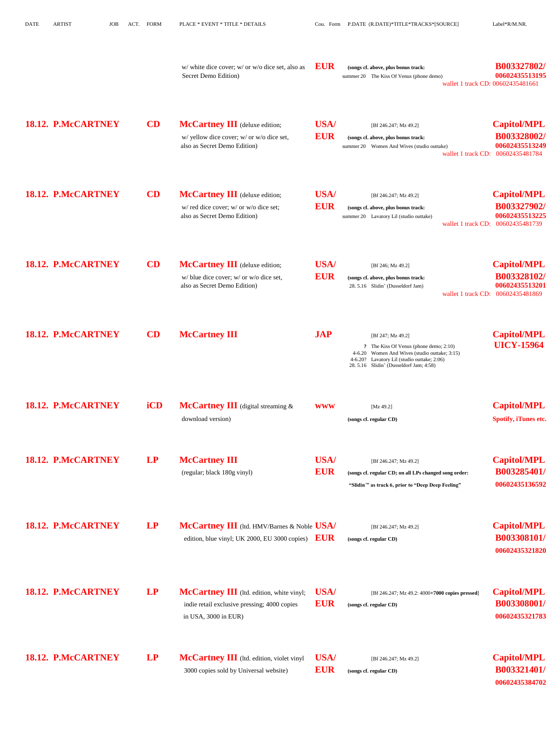| DATE | ARTIST | JOB | ACT. | FORM | PLACE * EVENT * TITLE * DETAILS | Cou. Form | P.DATE (R.DATE)*TITLE*TRACKS*[SOURCE] | Label*R/M.NR. |
|---|---|---|---|---|---|---|---|---|
| | | | | | w/ white dice cover; w/ or w/o dice set, also as Secret Demo Edition) | EUR | **(songs cf. above, plus bonus track:** summer 20 The Kiss Of Venus (phone demo) | **B003327802/ 00602435513195** wallet 1 track CD: 00602435481661 |
| **18.12.** | **P.McCARTNEY** | | | **CD** | **McCartney III** (deluxe edition; w/ yellow dice cover; w/ or w/o dice set, also as Secret Demo Edition) | **USA/ EUR** | [Bf 246.247; Mz 49.2] **(songs cf. above, plus bonus track:** summer 20 Women And Wives (studio outtake) | **Capitol/MPL B003328002/ 00602435513249** wallet 1 track CD: 00602435481784 |
| **18.12.** | **P.McCARTNEY** | | | **CD** | **McCartney III** (deluxe edition; w/ red dice cover; w/ or w/o dice set; also as Secret Demo Edition) | **USA/ EUR** | [Bf 246.247; Mz 49.2] **(songs cf. above, plus bonus track:** summer 20 Lavatory Lil (studio outtake) | **Capitol/MPL B003327902/ 00602435513225** wallet 1 track CD: 00602435481739 |
| **18.12.** | **P.McCARTNEY** | | | **CD** | **McCartney III** (deluxe edition; w/ blue dice cover; w/ or w/o dice set, also as Secret Demo Edition) | **USA/ EUR** | [Bf 246; Mz 49.2] **(songs cf. above, plus bonus track:** 28. 5.16 Slidin' (Dusseldorf Jam) | **Capitol/MPL B003328102/ 00602435513201** wallet 1 track CD: 00602435481869 |
| **18.12.** | **P.McCARTNEY** | | | **CD** | **McCartney III** | **JAP** | [Bf 247; Mz 49.2] **?** The Kiss Of Venus (phone demo; 2:10) 4-6.20 Women And Wives (studio outtake; 3:15) 4-6.20? Lavatory Lil (studio outtake; 2:06) 28. 5.16 Slidin' (Dusseldorf Jam; 4:58) | **Capitol/MPL UICY-15964** |
| **18.12.** | **P.McCARTNEY** | | | **iCD** | **McCartney III** (digital streaming & download version) | **www** | [Mz 49.2] **(songs cf. regular CD)** | **Capitol/MPL Spotify, iTunes etc.** |
| **18.12.** | **P.McCARTNEY** | | | **LP** | **McCartney III** (regular; black 180g vinyl) | **USA/ EUR** | [Bf 246.247; Mz 49.2] **(songs cf. regular CD; on all LPs changed song order: "Slidin'" as track 6, prior to "Deep Deep Feeling"** | **Capitol/MPL B003285401/ 00602435136592** |
| **18.12.** | **P.McCARTNEY** | | | **LP** | **McCartney III** (ltd. HMV/Barnes & Noble edition, blue vinyl; UK 2000, EU 3000 copies) | **USA/ EUR** | [Bf 246.247; Mz 49.2] **(songs cf. regular CD)** | **Capitol/MPL B003308101/ 00602435321820** |
| **18.12.** | **P.McCARTNEY** | | | **LP** | **McCartney III** (ltd. edition, white vinyl; indie retail exclusive pressing; 4000 copies in USA, 3000 in EUR) | **USA/ EUR** | [Bf 246.247; Mz 49.2: 4000+**7000 copies pressed**] **(songs cf. regular CD)** | **Capitol/MPL B003308001/ 00602435321783** |
| **18.12.** | **P.McCARTNEY** | | | **LP** | **McCartney III** (ltd. edition, violet vinyl 3000 copies sold by Universal website) | **USA/ EUR** | [Bf 246.247; Mz 49.2] **(songs cf. regular CD)** | **Capitol/MPL B003321401/ 00602435384702** |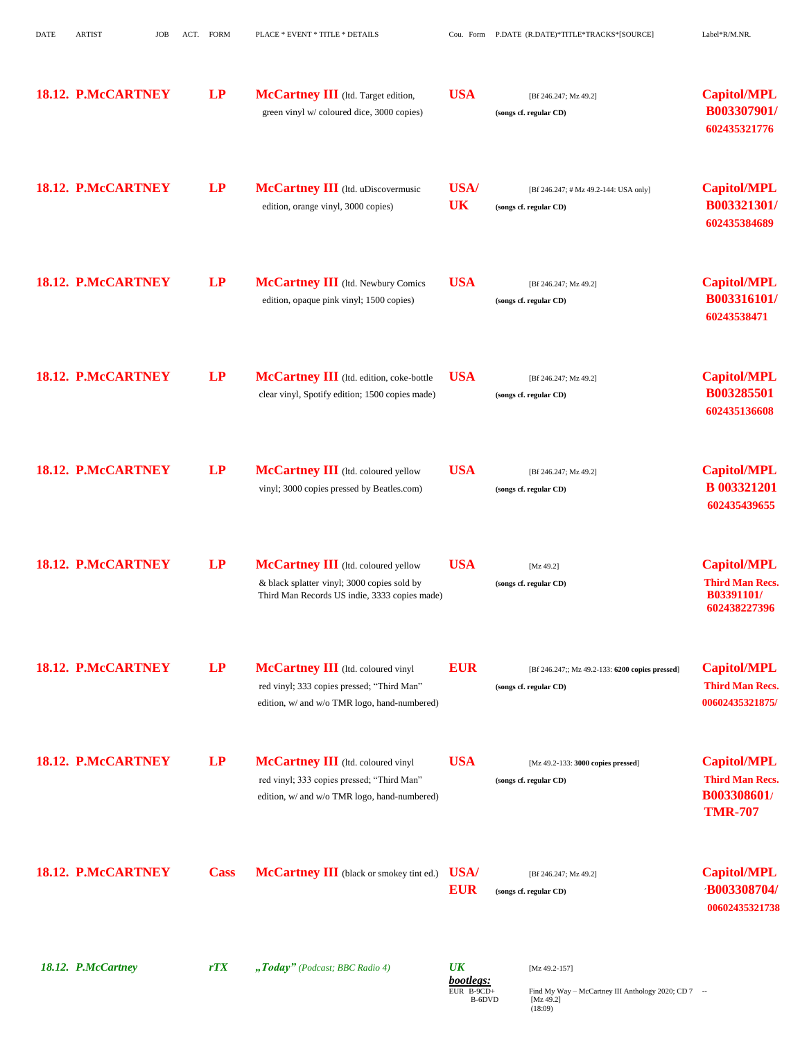| DATE | ARTIST | JOB | ACT. | FORM | PLACE * EVENT * TITLE * DETAILS | Cou. | Form | P.DATE (R.DATE)*TITLE*TRACKS*[SOURCE] | Label*R/M.NR. |
|---|---|---|---|---|---|---|---|---|---|
| **18.12.** | **P.McCARTNEY** | | | **LP** | **McCartney III** (ltd. Target edition, green vinyl w/ coloured dice, 3000 copies) | **USA** | | [Bf 246.247; Mz 49.2] **(songs cf. regular CD)** | **Capitol/MPL B003307901/ 602435321776** |
| **18.12.** | **P.McCARTNEY** | | | **LP** | **McCartney III** (ltd. uDiscovermusic edition, orange vinyl, 3000 copies) | **USA/ UK** | | [Bf 246.247; # Mz 49.2-144: USA only] **(songs cf. regular CD)** | **Capitol/MPL B003321301/ 602435384689** |
| **18.12.** | **P.McCARTNEY** | | | **LP** | **McCartney III** (ltd. Newbury Comics edition, opaque pink vinyl; 1500 copies) | **USA** | | [Bf 246.247; Mz 49.2] **(songs cf. regular CD)** | **Capitol/MPL B003316101/ 60243538471** |
| **18.12.** | **P.McCARTNEY** | | | **LP** | **McCartney III** (ltd. edition, coke-bottle clear vinyl, Spotify edition; 1500 copies made) | **USA** | | [Bf 246.247; Mz 49.2] **(songs cf. regular CD)** | **Capitol/MPL B003285501 602435136608** |
| **18.12.** | **P.McCARTNEY** | | | **LP** | **McCartney III** (ltd. coloured yellow vinyl; 3000 copies pressed by Beatles.com) | **USA** | | [Bf 246.247; Mz 49.2] **(songs cf. regular CD)** | **Capitol/MPL B 003321201 602435439655** |
| **18.12.** | **P.McCARTNEY** | | | **LP** | **McCartney III** (ltd. coloured yellow & black splatter vinyl; 3000 copies sold by Third Man Records US indie, 3333 copies made) | **USA** | | [Mz 49.2] **(songs cf. regular CD)** | **Capitol/MPL Third Man Recs. B03391101/ 602438227396** |
| **18.12.** | **P.McCARTNEY** | | | **LP** | **McCartney III** (ltd. coloured vinyl red vinyl; 333 copies pressed; "Third Man" edition, w/ and w/o TMR logo, hand-numbered) | **EUR** | | [Bf 246.247;; Mz 49.2-133: **6200 copies pressed**] **(songs cf. regular CD)** | **Capitol/MPL Third Man Recs. 00602435321875/** |
| **18.12.** | **P.McCARTNEY** | | | **LP** | **McCartney III** (ltd. coloured vinyl red vinyl; 333 copies pressed; "Third Man" edition, w/ and w/o TMR logo, hand-numbered) | **USA** | | [Mz 49.2-133: **3000 copies pressed**] **(songs cf. regular CD)** | **Capitol/MPL Third Man Recs. B003308601/ TMR-707** |
| **18.12.** | **P.McCARTNEY** | | | **Cass** | **McCartney III** (black or smokey tint ed.) | **USA/ EUR** | | [Bf 246.247; Mz 49.2] **(songs cf. regular CD)** | **Capitol/MPL B003308704/ 00602435321738** |
| ***18.12.*** | ***P.McCartney*** | | | ***rTX*** | ***„Today"*** *(Podcast; BBC Radio 4)* | ***UK*** | | [Mz 49.2-157] | |
| | | | | | | ***bootlegs:*** EUR | B-9CD+ B-6DVD | Find My Way – McCartney III Anthology 2020; CD 7 [Mz 49.2] (18:09) | -- |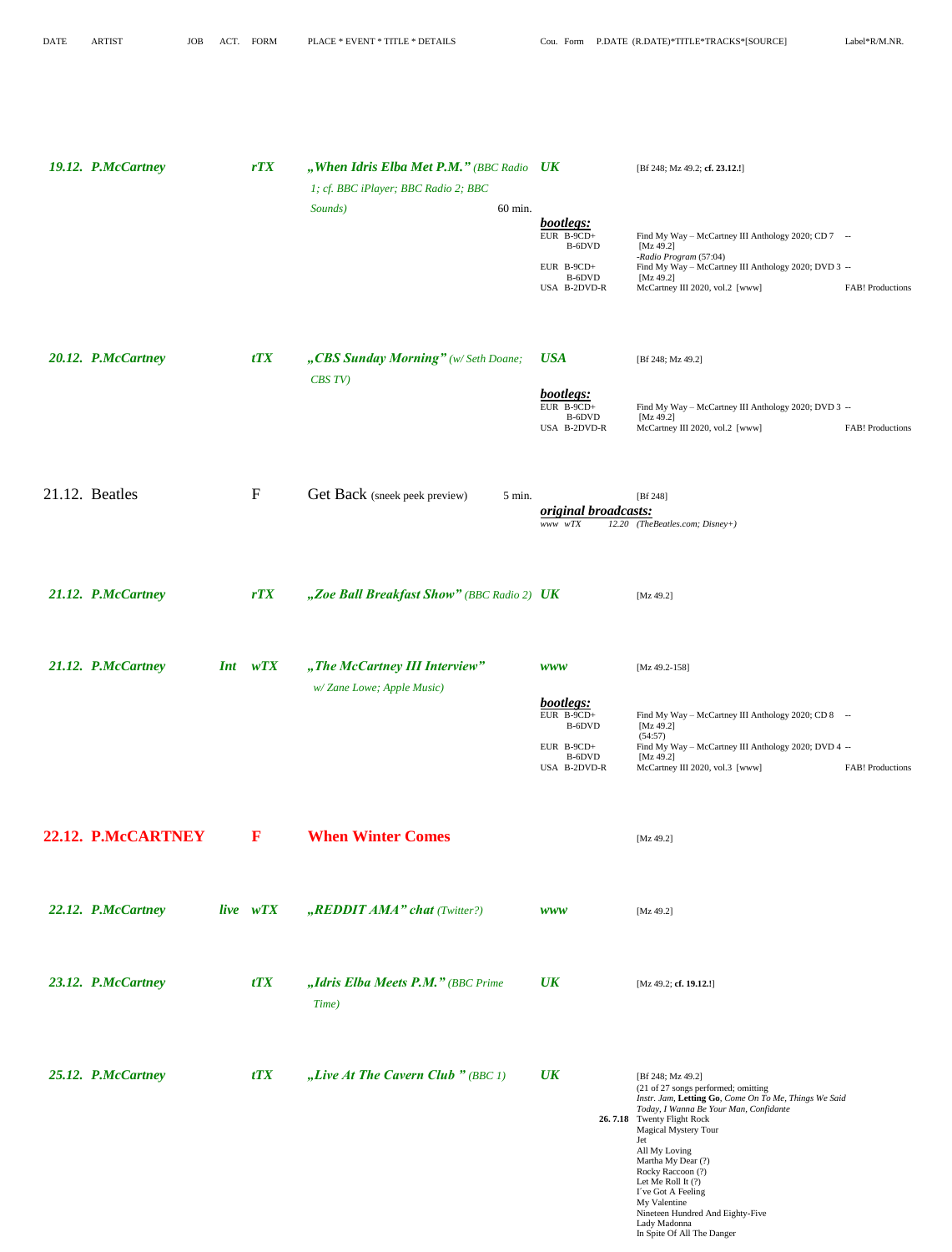| DATE | ARTIST | JOB | ACT. | FORM | PLACE * EVENT * TITLE * DETAILS | Cou. Form | P.DATE (R.DATE)*TITLE*TRACKS*[SOURCE] | Label*R/M.NR. |
|---|---|---|---|---|---|---|---|---|
| ***19.12.*** | ***P.McCartney*** | | | ***rTX*** | ***„When Idris Elba Met P.M."*** *(BBC Radio 1; cf. BBC iPlayer; BBC Radio 2; BBC Sounds)* 60 min. | ***UK*** | [Bf 248; Mz 49.2; **cf. 23.12.!**] | |
| | | | | | | ***bootlegs:*** | | |
| | | | | | | EUR B-9CD+ B-6DVD | Find My Way – McCartney III Anthology 2020; CD 7 [Mz 49.2] *-Radio Program* (57:04) | -- |
| | | | | | | EUR B-9CD+ B-6DVD | Find My Way – McCartney III Anthology 2020; DVD 3 [Mz 49.2] | -- |
| | | | | | | USA B-2DVD-R | McCartney III 2020, vol.2 [www] | FAB! Productions |
| ***20.12.*** | ***P.McCartney*** | | | ***tTX*** | ***„CBS Sunday Morning"*** *(w/ Seth Doane; CBS TV)* | ***USA*** | [Bf 248; Mz 49.2] | |
| | | | | | | ***bootlegs:*** | | |
| | | | | | | EUR B-9CD+ B-6DVD | Find My Way – McCartney III Anthology 2020; DVD 3 [Mz 49.2] | -- |
| | | | | | | USA B-2DVD-R | McCartney III 2020, vol.2 [www] | FAB! Productions |
| 21.12. | Beatles | | | F | Get Back (sneek peek preview) 5 min. | | [Bf 248] | |
| | | | | | | ***original broadcasts:*** | | |
| | | | | | | *www wTX* | *12.20 (TheBeatles.com; Disney+)* | |
| ***21.12.*** | ***P.McCartney*** | | | ***rTX*** | ***„Zoe Ball Breakfast Show"*** *(BBC Radio 2)* | ***UK*** | [Mz 49.2] | |
| ***21.12.*** | ***P.McCartney*** | ***Int*** | | ***wTX*** | ***„The McCartney III Interview"*** *w/ Zane Lowe; Apple Music)* | ***www*** | [Mz 49.2-158] | |
| | | | | | | ***bootlegs:*** | | |
| | | | | | | EUR B-9CD+ B-6DVD | Find My Way – McCartney III Anthology 2020; CD 8 [Mz 49.2] (54:57) | -- |
| | | | | | | EUR B-9CD+ B-6DVD | Find My Way – McCartney III Anthology 2020; DVD 4 [Mz 49.2] | -- |
| | | | | | | USA B-2DVD-R | McCartney III 2020, vol.3 [www] | FAB! Productions |
| **22.12.** | **P.McCARTNEY** | | | **F** | **When Winter Comes** | | [Mz 49.2] | |
| ***22.12.*** | ***P.McCartney*** | ***live*** | | ***wTX*** | ***„REDDIT AMA" chat*** *(Twitter?)* | ***www*** | [Mz 49.2] | |
| ***23.12.*** | ***P.McCartney*** | | | ***tTX*** | ***„Idris Elba Meets P.M."*** *(BBC Prime Time)* | ***UK*** | [Mz 49.2; **cf. 19.12.!**] | |
| ***25.12.*** | ***P.McCartney*** | | | ***tTX*** | ***„Live At The Cavern Club "*** *(BBC 1)* | ***UK*** | [Bf 248; Mz 49.2] (21 of 27 songs performed; omitting *Instr. Jam*, **Letting Go**, *Come On To Me, Things We Said Today, I Wanna Be Your Man, Confidante* | |
| | | | | | | | **26. 7.18** Twenty Flight Rock<br>Magical Mystery Tour<br>Jet<br>All My Loving<br>Martha My Dear (?)<br>Rocky Raccoon (?)<br>Let Me Roll It (?)<br>I´ve Got A Feeling<br>My Valentine<br>Nineteen Hundred And Eighty-Five<br>Lady Madonna<br>In Spite Of All The Danger | |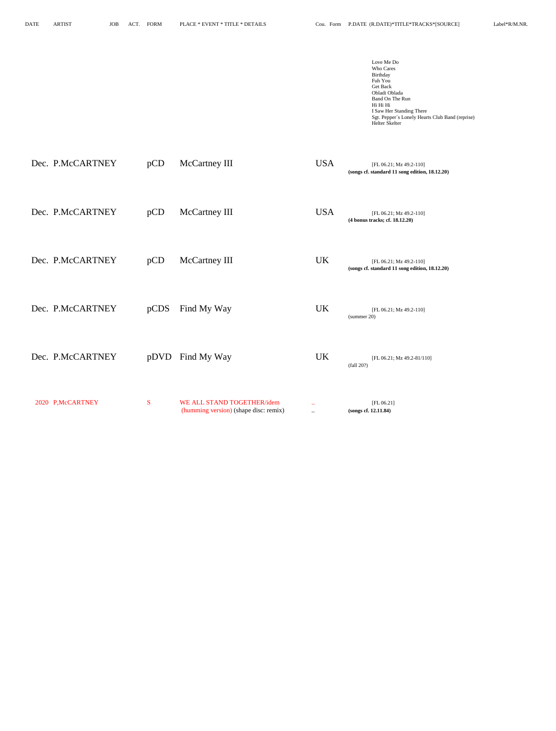| DATE | ARTIST | JOB | ACT. | FORM | PLACE * EVENT * TITLE * DETAILS | Cou. | Form | P.DATE (R.DATE)*TITLE*TRACKS*[SOURCE] | Label*R/M.NR. |
|---|---|---|---|---|---|---|---|---|---|
| | | | | | | | | Love Me Do<br>Who Cares<br>Birthday<br>Fuh You<br>Get Back<br>Obladi Oblada<br>Band On The Run<br>Hi Hi Hi<br>I Saw Her Standing There<br>Sgt. Pepper´s Lonely Hearts Club Band (reprise)<br>Helter Skelter | |
| Dec. | P.McCARTNEY | | | pCD | McCartney III | USA | | [FL 06.21; Mz 49.2-110]<br>**(songs cf. standard 11 song edition, 18.12.20)** | |
| Dec. | P.McCARTNEY | | | pCD | McCartney III | USA | | [FL 06.21; Mz 49.2-110]<br>**(4 bonus tracks; cf. 18.12.20)** | |
| Dec. | P.McCARTNEY | | | pCD | McCartney III | UK | | [FL 06.21; Mz 49.2-110]<br>**(songs cf. standard 11 song edition, 18.12.20)** | |
| Dec. | P.McCARTNEY | | | pCDS | Find My Way | UK | | [FL 06.21; Mz 49.2-110]<br>(summer 20) | |
| Dec. | P.McCARTNEY | | | pDVD | Find My Way | UK | | [FL 06.21; Mz 49.2-81/110]<br>(fall 20?) | |
| 2020 | P,McCARTNEY | | | S | WE ALL STAND TOGETHER/idem (humming version) (shape disc: remix) | ..<br>.. | | [FL 06.21]<br>**(songs cf. 12.11.84)** | |